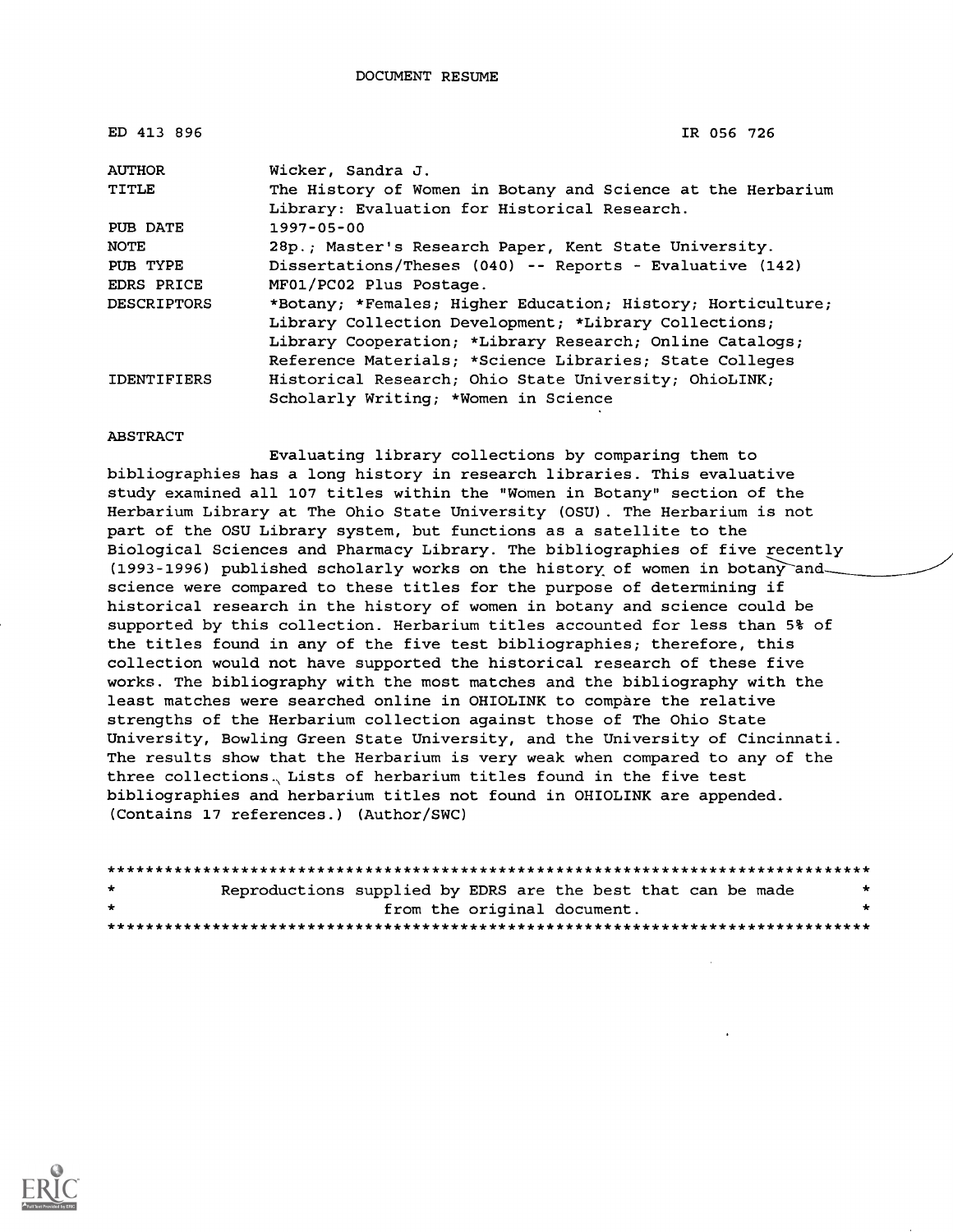DOCUMENT RESUME

| | |
|---|---|
| ED 413 896 | IR 056 726 |
| AUTHOR | Wicker, Sandra J. |
| TITLE | The History of Women in Botany and Science at the Herbarium Library: Evaluation for Historical Research. |
| PUB DATE | 1997-05-00 |
| NOTE | 28p.; Master's Research Paper, Kent State University. |
| PUB TYPE | Dissertations/Theses (040) -- Reports - Evaluative (142) |
| EDRS PRICE | MF01/PC02 Plus Postage. |
| DESCRIPTORS | *Botany; *Females; Higher Education; History; Horticulture; Library Collection Development; *Library Collections; Library Cooperation; *Library Research; Online Catalogs; Reference Materials; *Science Libraries; State Colleges |
| IDENTIFIERS | Historical Research; Ohio State University; OhioLINK; Scholarly Writing; *Women in Science |

ABSTRACT

Evaluating library collections by comparing them to bibliographies has a long history in research libraries. This evaluative study examined all 107 titles within the "Women in Botany" section of the Herbarium Library at The Ohio State University (OSU). The Herbarium is not part of the OSU Library system, but functions as a satellite to the Biological Sciences and Pharmacy Library. The bibliographies of five recently (1993-1996) published scholarly works on the history of women in botany and science were compared to these titles for the purpose of determining if historical research in the history of women in botany and science could be supported by this collection. Herbarium titles accounted for less than 5% of the titles found in any of the five test bibliographies; therefore, this collection would not have supported the historical research of these five works. The bibliography with the most matches and the bibliography with the least matches were searched online in OHIOLINK to compare the relative strengths of the Herbarium collection against those of The Ohio State University, Bowling Green State University, and the University of Cincinnati. The results show that the Herbarium is very weak when compared to any of the three collections. Lists of herbarium titles found in the five test bibliographies and herbarium titles not found in OHIOLINK are appended. (Contains 17 references.) (Author/SWC)

********************************************************************************
* Reproductions supplied by EDRS are the best that can be made *
* from the original document. *
********************************************************************************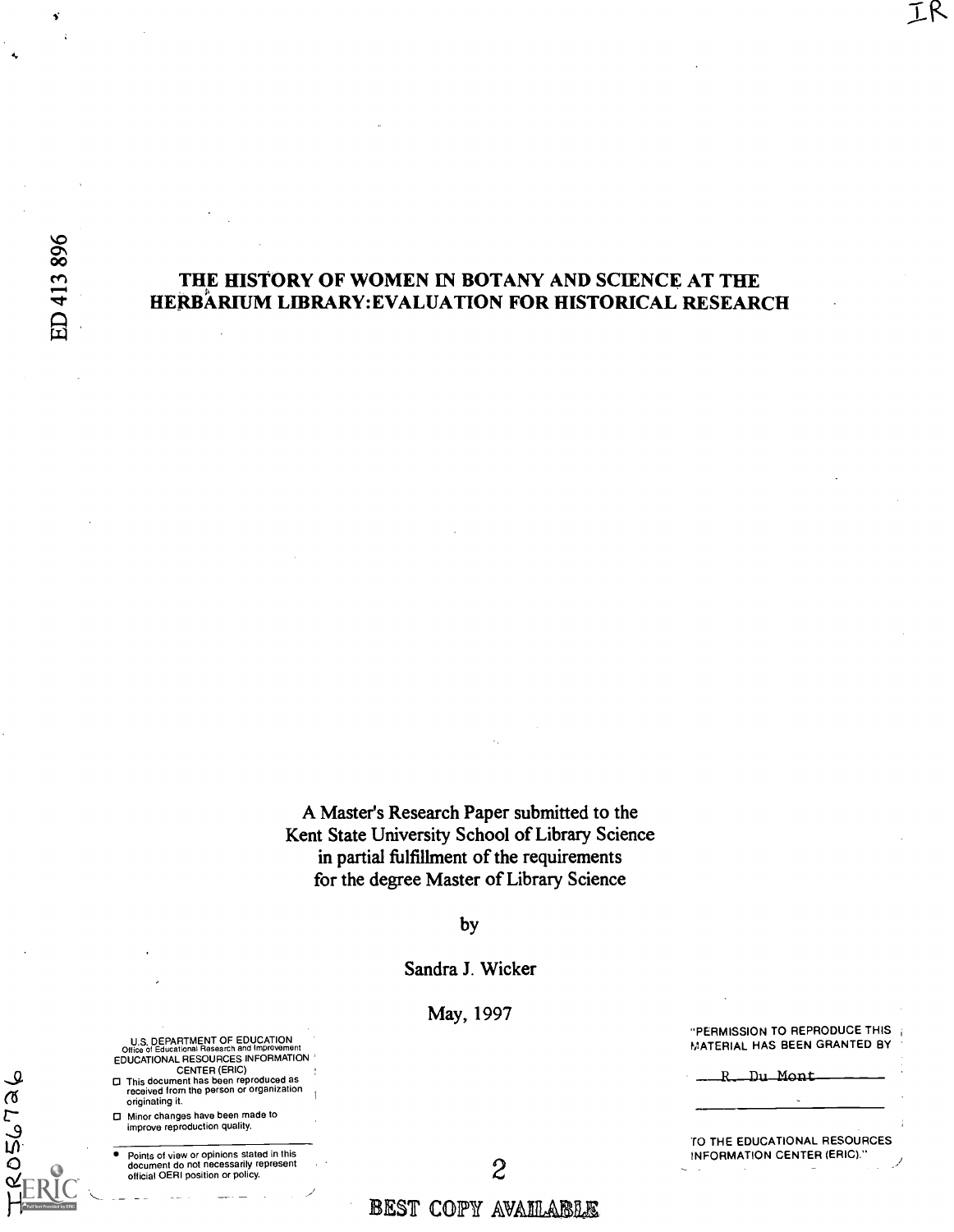# THE HISTORY OF WOMEN IN BOTANY AND SCIENCE AT THE HERBARIUM LIBRARY: EVALUATION FOR HISTORICAL RESEARCH

A Master's Research Paper submitted to the
Kent State University School of Library Science
in partial fulfillment of the requirements
for the degree Master of Library Science

by

Sandra J. Wicker

May, 1997

U.S. DEPARTMENT OF EDUCATION
Office of Educational Research and Improvement
EDUCATIONAL RESOURCES INFORMATION CENTER (ERIC)

- This document has been reproduced as received from the person or organization originating it.
- Minor changes have been made to improve reproduction quality.

- Points of view or opinions stated in this document do not necessarily represent official OERI position or policy.

"PERMISSION TO REPRODUCE THIS MATERIAL HAS BEEN GRANTED BY

R. Du Mont

TO THE EDUCATIONAL RESOURCES INFORMATION CENTER (ERIC)."

BEST COPY AVAILABLE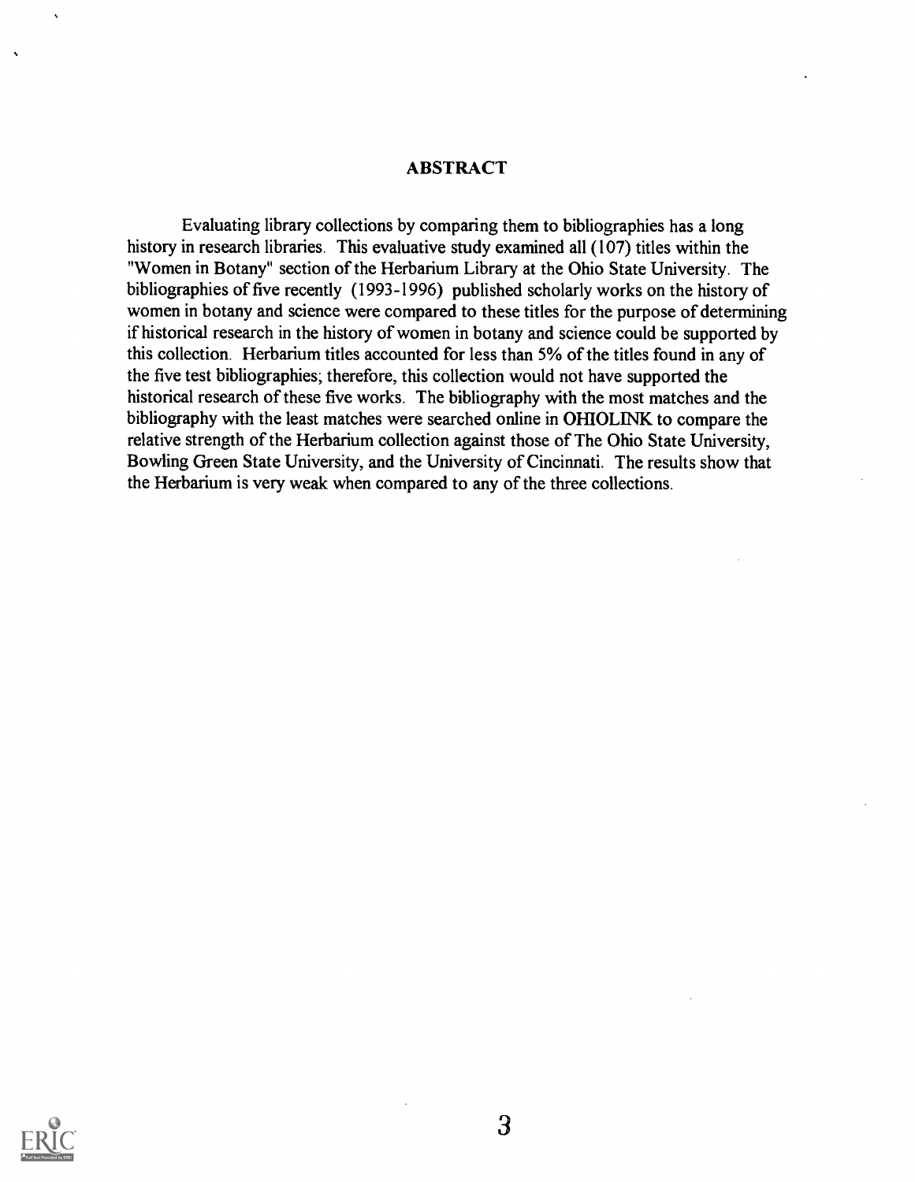## ABSTRACT

Evaluating library collections by comparing them to bibliographies has a long history in research libraries. This evaluative study examined all (107) titles within the "Women in Botany" section of the Herbarium Library at the Ohio State University. The bibliographies of five recently (1993-1996) published scholarly works on the history of women in botany and science were compared to these titles for the purpose of determining if historical research in the history of women in botany and science could be supported by this collection. Herbarium titles accounted for less than 5% of the titles found in any of the five test bibliographies; therefore, this collection would not have supported the historical research of these five works. The bibliography with the most matches and the bibliography with the least matches were searched online in OHIOLINK to compare the relative strength of the Herbarium collection against those of The Ohio State University, Bowling Green State University, and the University of Cincinnati. The results show that the Herbarium is very weak when compared to any of the three collections.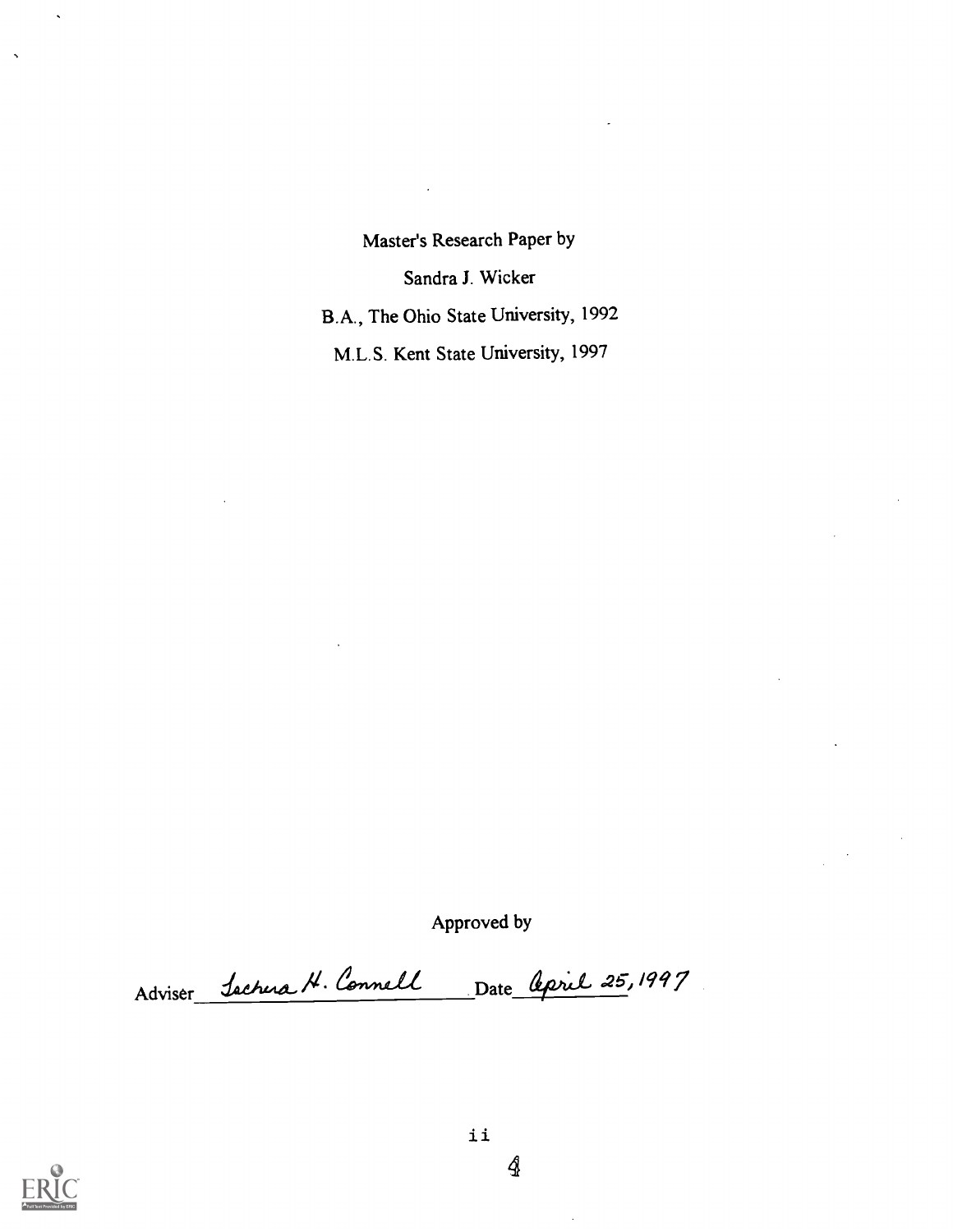Master's Research Paper by

Sandra J. Wicker

B.A., The Ohio State University, 1992

M.L.S. Kent State University, 1997

Approved by

Adviser *Tschera H. Connell* Date *April 25, 1997*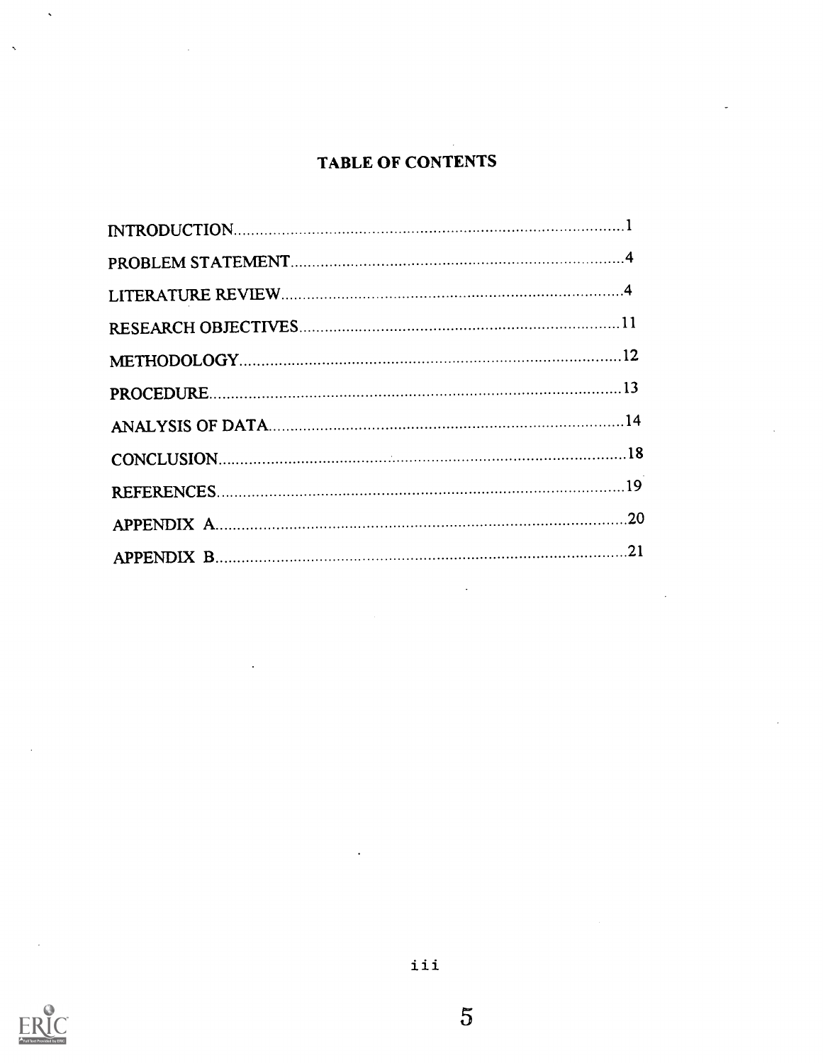# TABLE OF CONTENTS

INTRODUCTION........................................................................................1

PROBLEM STATEMENT..........................................................................4

LITERATURE REVIEW............................................................................4

RESEARCH OBJECTIVES......................................................................11

METHODOLOGY....................................................................................12

PROCEDURE............................................................................................13

ANALYSIS OF DATA...............................................................................14

CONCLUSION..........................................................................................18

REFERENCES..........................................................................................19

APPENDIX A...........................................................................................20

APPENDIX B...........................................................................................21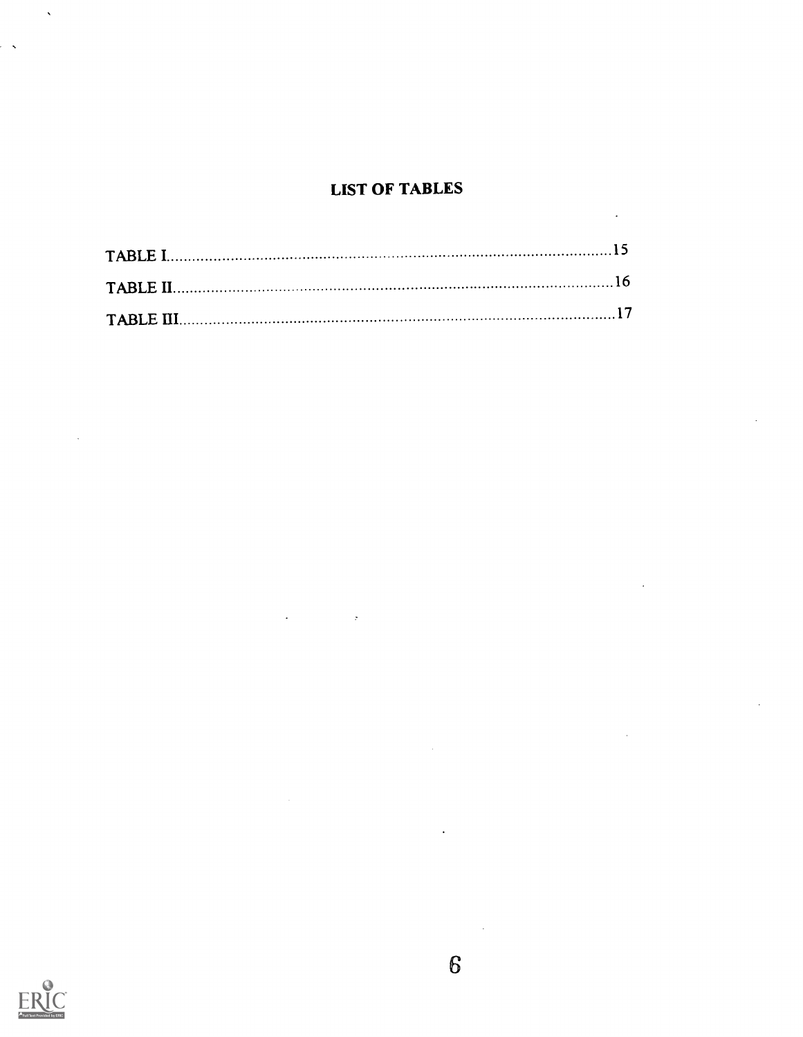# LIST OF TABLES

TABLE I..........................................................................................................15

TABLE II.........................................................................................................16

TABLE III........................................................................................................17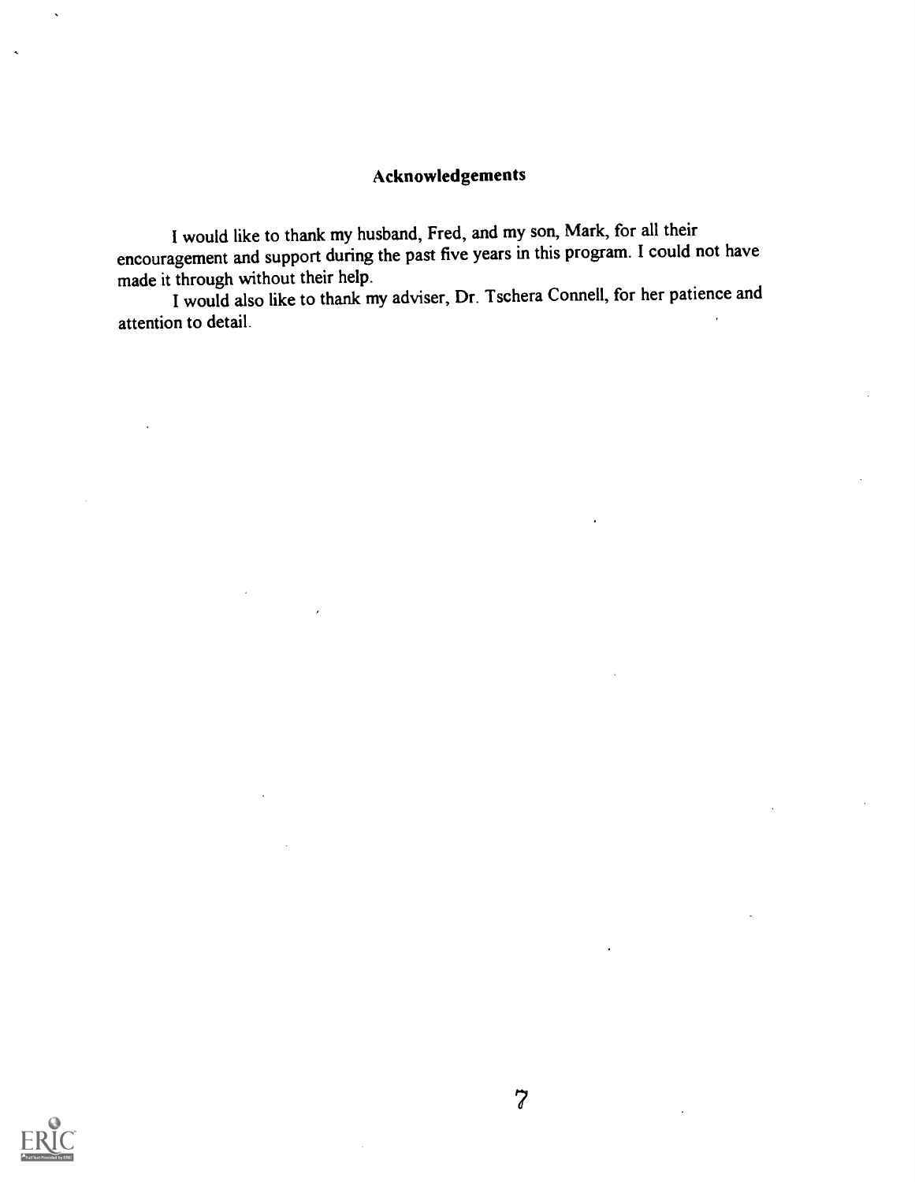## Acknowledgements

I would like to thank my husband, Fred, and my son, Mark, for all their encouragement and support during the past five years in this program. I could not have made it through without their help.

I would also like to thank my adviser, Dr. Tschera Connell, for her patience and attention to detail.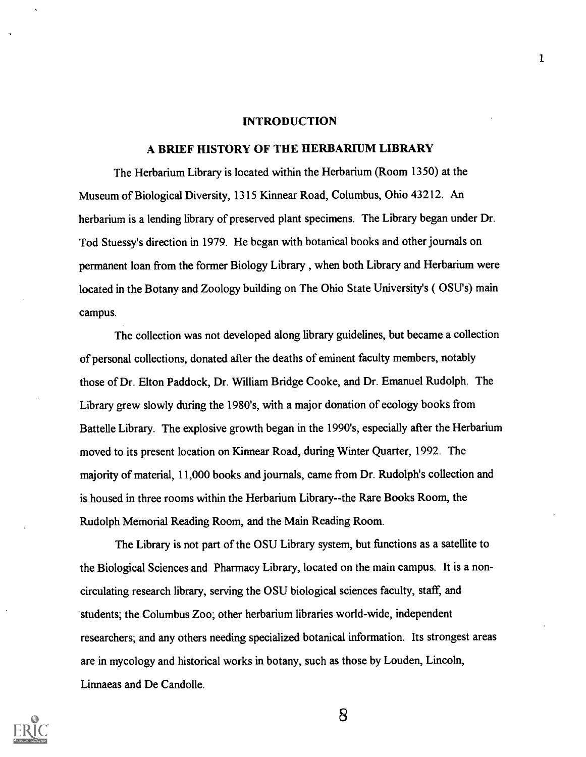# INTRODUCTION

## A BRIEF HISTORY OF THE HERBARIUM LIBRARY

The Herbarium Library is located within the Herbarium (Room 1350) at the Museum of Biological Diversity, 1315 Kinnear Road, Columbus, Ohio 43212. An herbarium is a lending library of preserved plant specimens. The Library began under Dr. Tod Stuessy's direction in 1979. He began with botanical books and other journals on permanent loan from the former Biology Library , when both Library and Herbarium were located in the Botany and Zoology building on The Ohio State University's ( OSU's) main campus.

The collection was not developed along library guidelines, but became a collection of personal collections, donated after the deaths of eminent faculty members, notably those of Dr. Elton Paddock, Dr. William Bridge Cooke, and Dr. Emanuel Rudolph. The Library grew slowly during the 1980's, with a major donation of ecology books from Battelle Library. The explosive growth began in the 1990's, especially after the Herbarium moved to its present location on Kinnear Road, during Winter Quarter, 1992. The majority of material, 11,000 books and journals, came from Dr. Rudolph's collection and is housed in three rooms within the Herbarium Library--the Rare Books Room, the Rudolph Memorial Reading Room, and the Main Reading Room.

The Library is not part of the OSU Library system, but functions as a satellite to the Biological Sciences and Pharmacy Library, located on the main campus. It is a non-circulating research library, serving the OSU biological sciences faculty, staff, and students; the Columbus Zoo; other herbarium libraries world-wide, independent researchers; and any others needing specialized botanical information. Its strongest areas are in mycology and historical works in botany, such as those by Louden, Lincoln, Linnaeas and De Candolle.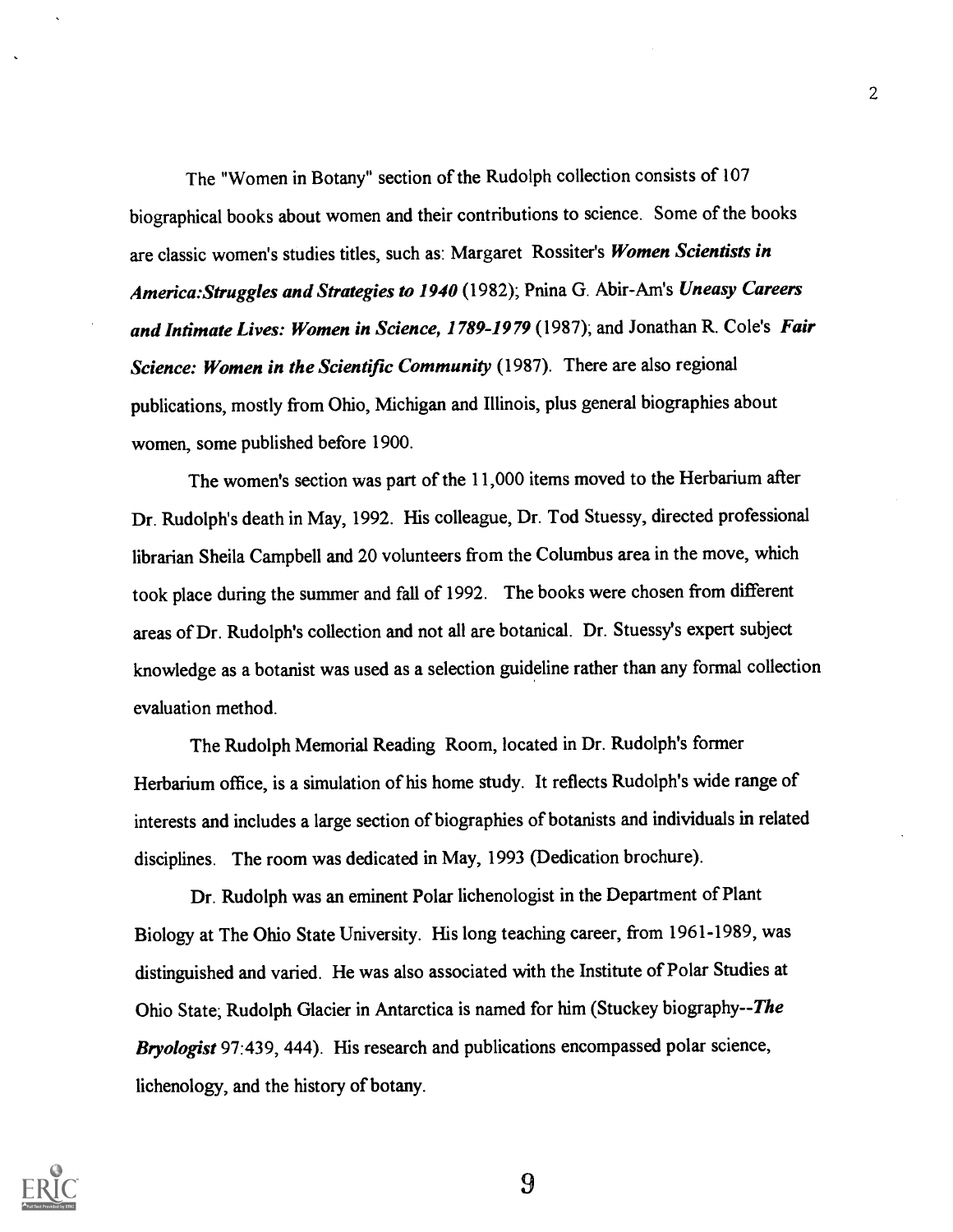The "Women in Botany" section of the Rudolph collection consists of 107 biographical books about women and their contributions to science. Some of the books are classic women's studies titles, such as: Margaret Rossiter's ***Women Scientists in America:Struggles and Strategies to 1940*** (1982); Pnina G. Abir-Am's ***Uneasy Careers and Intimate Lives: Women in Science, 1789-1979*** (1987); and Jonathan R. Cole's ***Fair Science: Women in the Scientific Community*** (1987). There are also regional publications, mostly from Ohio, Michigan and Illinois, plus general biographies about women, some published before 1900.

The women's section was part of the 11,000 items moved to the Herbarium after Dr. Rudolph's death in May, 1992. His colleague, Dr. Tod Stuessy, directed professional librarian Sheila Campbell and 20 volunteers from the Columbus area in the move, which took place during the summer and fall of 1992. The books were chosen from different areas of Dr. Rudolph's collection and not all are botanical. Dr. Stuessy's expert subject knowledge as a botanist was used as a selection guideline rather than any formal collection evaluation method.

The Rudolph Memorial Reading Room, located in Dr. Rudolph's former Herbarium office, is a simulation of his home study. It reflects Rudolph's wide range of interests and includes a large section of biographies of botanists and individuals in related disciplines. The room was dedicated in May, 1993 (Dedication brochure).

Dr. Rudolph was an eminent Polar lichenologist in the Department of Plant Biology at The Ohio State University. His long teaching career, from 1961-1989, was distinguished and varied. He was also associated with the Institute of Polar Studies at Ohio State; Rudolph Glacier in Antarctica is named for him (Stuckey biography--***The Bryologist*** 97:439, 444). His research and publications encompassed polar science, lichenology, and the history of botany.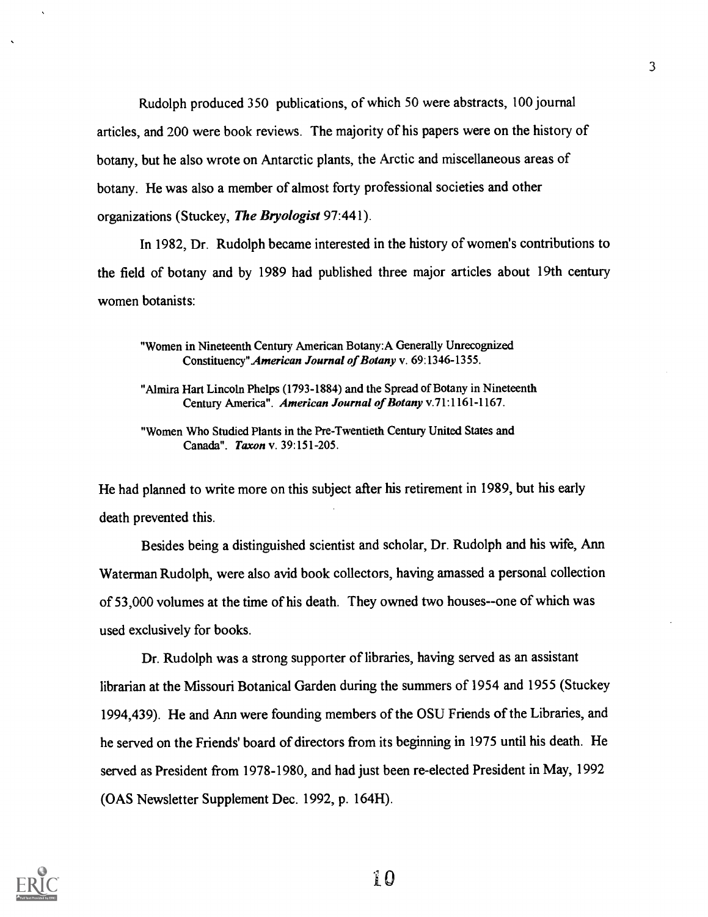Rudolph produced 350 publications, of which 50 were abstracts, 100 journal articles, and 200 were book reviews. The majority of his papers were on the history of botany, but he also wrote on Antarctic plants, the Arctic and miscellaneous areas of botany. He was also a member of almost forty professional societies and other organizations (Stuckey, ***The Bryologist*** 97:441).

In 1982, Dr. Rudolph became interested in the history of women's contributions to the field of botany and by 1989 had published three major articles about 19th century women botanists:

> "Women in Nineteenth Century American Botany:A Generally Unrecognized Constituency".*American Journal of Botany* v. 69:1346-1355.
>
> "Almira Hart Lincoln Phelps (1793-1884) and the Spread of Botany in Nineteenth Century America". *American Journal of Botany* v.71:1161-1167.
>
> "Women Who Studied Plants in the Pre-Twentieth Century United States and Canada". *Taxon* v. 39:151-205.

He had planned to write more on this subject after his retirement in 1989, but his early death prevented this.

Besides being a distinguished scientist and scholar, Dr. Rudolph and his wife, Ann Waterman Rudolph, were also avid book collectors, having amassed a personal collection of 53,000 volumes at the time of his death. They owned two houses--one of which was used exclusively for books.

Dr. Rudolph was a strong supporter of libraries, having served as an assistant librarian at the Missouri Botanical Garden during the summers of 1954 and 1955 (Stuckey 1994,439). He and Ann were founding members of the OSU Friends of the Libraries, and he served on the Friends' board of directors from its beginning in 1975 until his death. He served as President from 1978-1980, and had just been re-elected President in May, 1992 (OAS Newsletter Supplement Dec. 1992, p. 164H).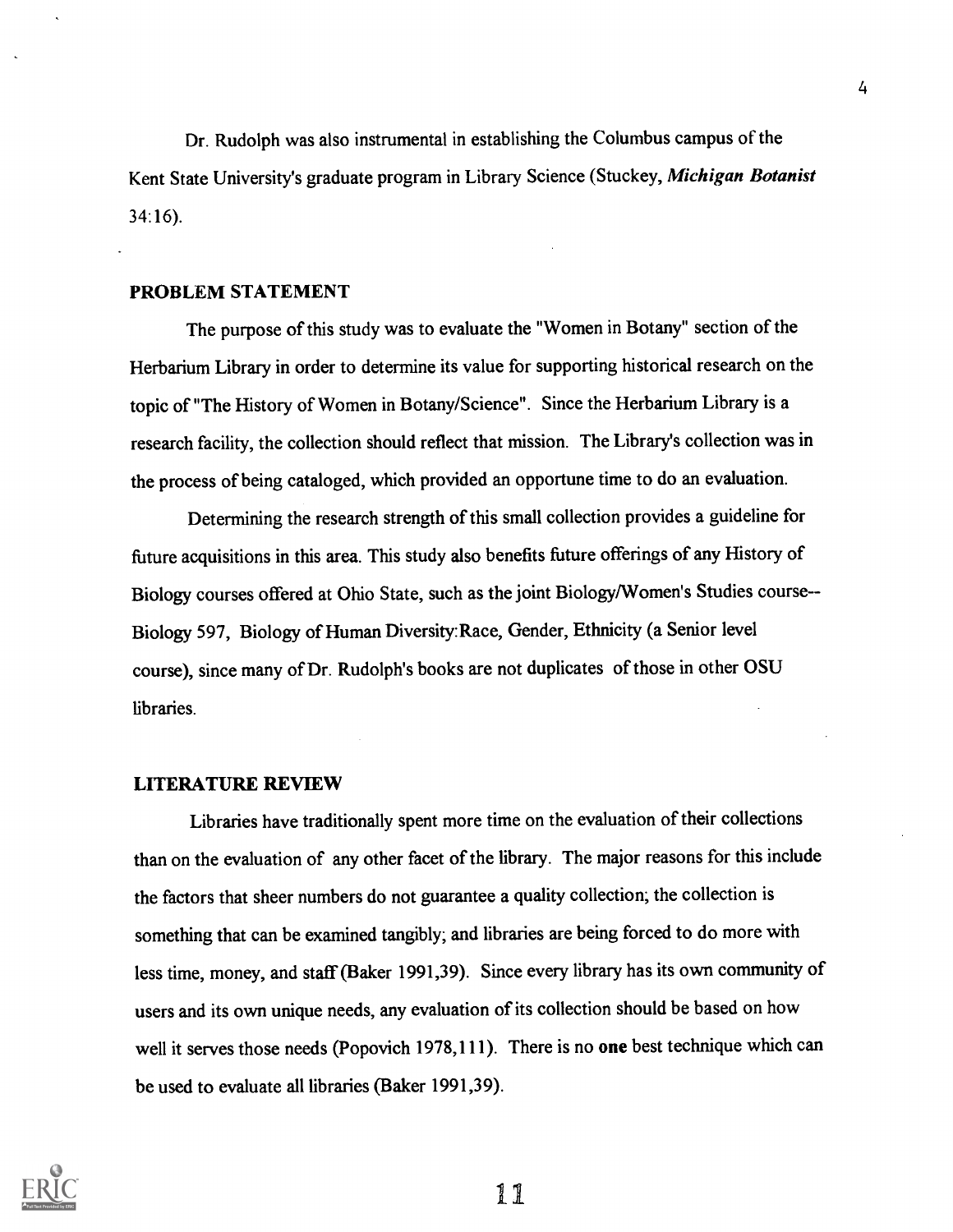Dr. Rudolph was also instrumental in establishing the Columbus campus of the Kent State University's graduate program in Library Science (Stuckey, ***Michigan Botanist*** 34:16).

## PROBLEM STATEMENT

The purpose of this study was to evaluate the "Women in Botany" section of the Herbarium Library in order to determine its value for supporting historical research on the topic of "The History of Women in Botany/Science". Since the Herbarium Library is a research facility, the collection should reflect that mission. The Library's collection was in the process of being cataloged, which provided an opportune time to do an evaluation.

Determining the research strength of this small collection provides a guideline for future acquisitions in this area. This study also benefits future offerings of any History of Biology courses offered at Ohio State, such as the joint Biology/Women's Studies course-- Biology 597, Biology of Human Diversity:Race, Gender, Ethnicity (a Senior level course), since many of Dr. Rudolph's books are not duplicates of those in other OSU libraries.

## LITERATURE REVIEW

Libraries have traditionally spent more time on the evaluation of their collections than on the evaluation of any other facet of the library. The major reasons for this include the factors that sheer numbers do not guarantee a quality collection; the collection is something that can be examined tangibly; and libraries are being forced to do more with less time, money, and staff (Baker 1991,39). Since every library has its own community of users and its own unique needs, any evaluation of its collection should be based on how well it serves those needs (Popovich 1978,111). There is no **one** best technique which can be used to evaluate all libraries (Baker 1991,39).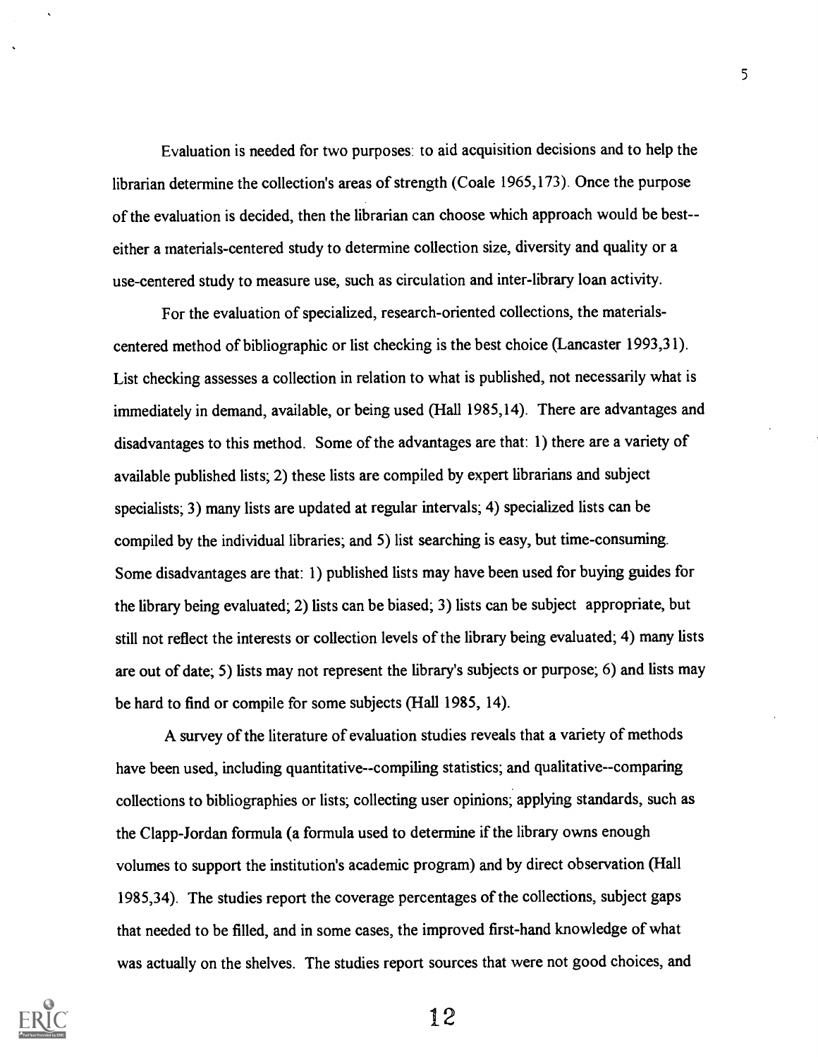Evaluation is needed for two purposes: to aid acquisition decisions and to help the librarian determine the collection's areas of strength (Coale 1965,173). Once the purpose of the evaluation is decided, then the librarian can choose which approach would be best--either a materials-centered study to determine collection size, diversity and quality or a use-centered study to measure use, such as circulation and inter-library loan activity.

For the evaluation of specialized, research-oriented collections, the materials-centered method of bibliographic or list checking is the best choice (Lancaster 1993,31). List checking assesses a collection in relation to what is published, not necessarily what is immediately in demand, available, or being used (Hall 1985,14). There are advantages and disadvantages to this method. Some of the advantages are that: 1) there are a variety of available published lists; 2) these lists are compiled by expert librarians and subject specialists; 3) many lists are updated at regular intervals; 4) specialized lists can be compiled by the individual libraries; and 5) list searching is easy, but time-consuming. Some disadvantages are that: 1) published lists may have been used for buying guides for the library being evaluated; 2) lists can be biased; 3) lists can be subject appropriate, but still not reflect the interests or collection levels of the library being evaluated; 4) many lists are out of date; 5) lists may not represent the library's subjects or purpose; 6) and lists may be hard to find or compile for some subjects (Hall 1985, 14).

A survey of the literature of evaluation studies reveals that a variety of methods have been used, including quantitative--compiling statistics; and qualitative--comparing collections to bibliographies or lists; collecting user opinions; applying standards, such as the Clapp-Jordan formula (a formula used to determine if the library owns enough volumes to support the institution's academic program) and by direct observation (Hall 1985,34). The studies report the coverage percentages of the collections, subject gaps that needed to be filled, and in some cases, the improved first-hand knowledge of what was actually on the shelves. The studies report sources that were not good choices, and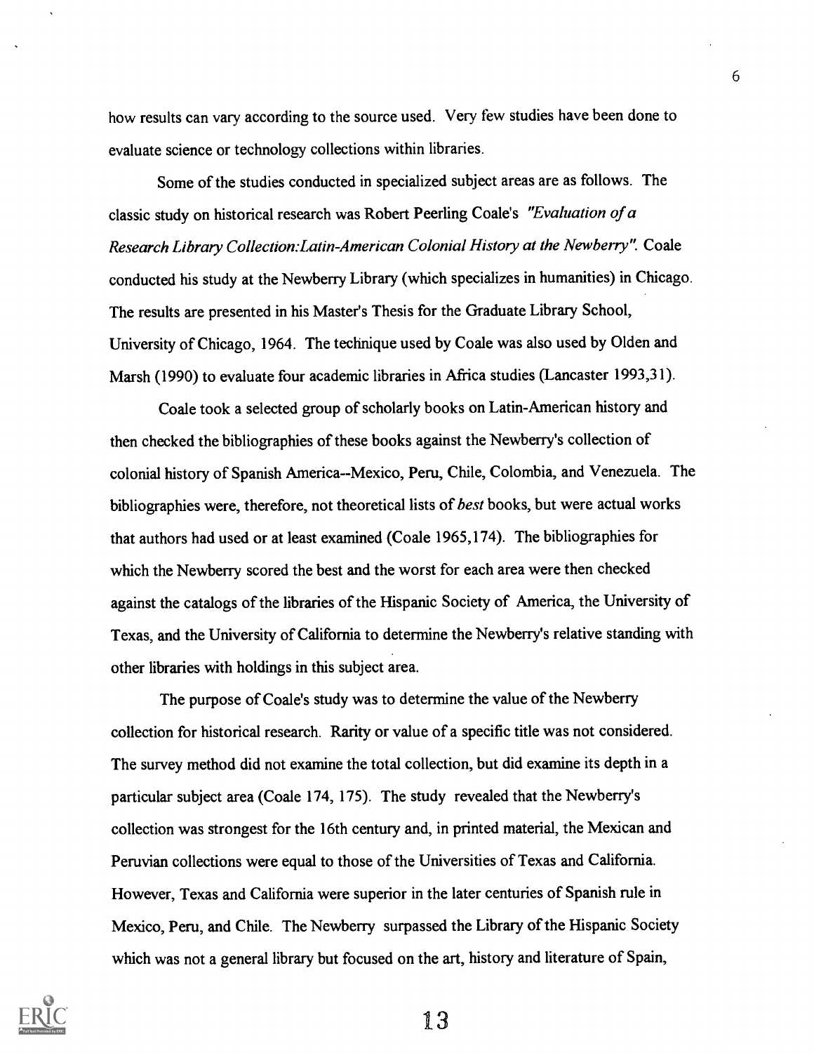how results can vary according to the source used. Very few studies have been done to evaluate science or technology collections within libraries.

Some of the studies conducted in specialized subject areas are as follows. The classic study on historical research was Robert Peerling Coale's *"Evaluation of a Research Library Collection:Latin-American Colonial History at the Newberry".* Coale conducted his study at the Newberry Library (which specializes in humanities) in Chicago. The results are presented in his Master's Thesis for the Graduate Library School, University of Chicago, 1964. The technique used by Coale was also used by Olden and Marsh (1990) to evaluate four academic libraries in Africa studies (Lancaster 1993,31).

Coale took a selected group of scholarly books on Latin-American history and then checked the bibliographies of these books against the Newberry's collection of colonial history of Spanish America--Mexico, Peru, Chile, Colombia, and Venezuela. The bibliographies were, therefore, not theoretical lists of *best* books, but were actual works that authors had used or at least examined (Coale 1965,174). The bibliographies for which the Newberry scored the best and the worst for each area were then checked against the catalogs of the libraries of the Hispanic Society of America, the University of Texas, and the University of California to determine the Newberry's relative standing with other libraries with holdings in this subject area.

The purpose of Coale's study was to determine the value of the Newberry collection for historical research. Rarity or value of a specific title was not considered. The survey method did not examine the total collection, but did examine its depth in a particular subject area (Coale 174, 175). The study revealed that the Newberry's collection was strongest for the 16th century and, in printed material, the Mexican and Peruvian collections were equal to those of the Universities of Texas and California. However, Texas and California were superior in the later centuries of Spanish rule in Mexico, Peru, and Chile. The Newberry surpassed the Library of the Hispanic Society which was not a general library but focused on the art, history and literature of Spain,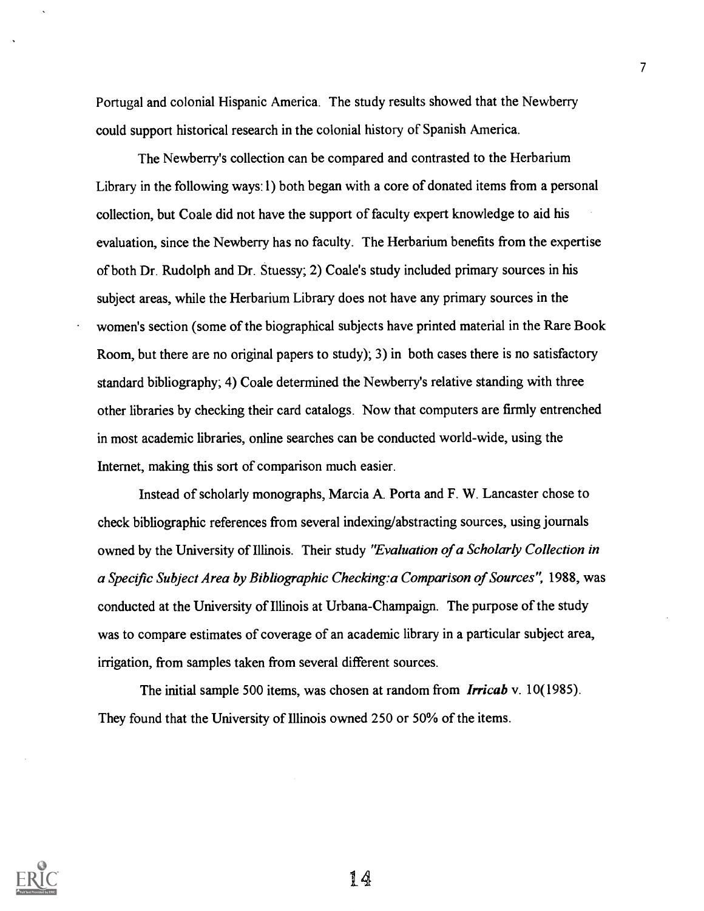Portugal and colonial Hispanic America. The study results showed that the Newberry could support historical research in the colonial history of Spanish America.

The Newberry's collection can be compared and contrasted to the Herbarium Library in the following ways: 1) both began with a core of donated items from a personal collection, but Coale did not have the support of faculty expert knowledge to aid his evaluation, since the Newberry has no faculty. The Herbarium benefits from the expertise of both Dr. Rudolph and Dr. Stuessy; 2) Coale's study included primary sources in his subject areas, while the Herbarium Library does not have any primary sources in the women's section (some of the biographical subjects have printed material in the Rare Book Room, but there are no original papers to study); 3) in both cases there is no satisfactory standard bibliography; 4) Coale determined the Newberry's relative standing with three other libraries by checking their card catalogs. Now that computers are firmly entrenched in most academic libraries, online searches can be conducted world-wide, using the Internet, making this sort of comparison much easier.

Instead of scholarly monographs, Marcia A. Porta and F. W. Lancaster chose to check bibliographic references from several indexing/abstracting sources, using journals owned by the University of Illinois. Their study *"Evaluation of a Scholarly Collection in a Specific Subject Area by Bibliographic Checking:a Comparison of Sources"*, 1988, was conducted at the University of Illinois at Urbana-Champaign. The purpose of the study was to compare estimates of coverage of an academic library in a particular subject area, irrigation, from samples taken from several different sources.

The initial sample 500 items, was chosen at random from ***Irricab*** v. 10(1985). They found that the University of Illinois owned 250 or 50% of the items.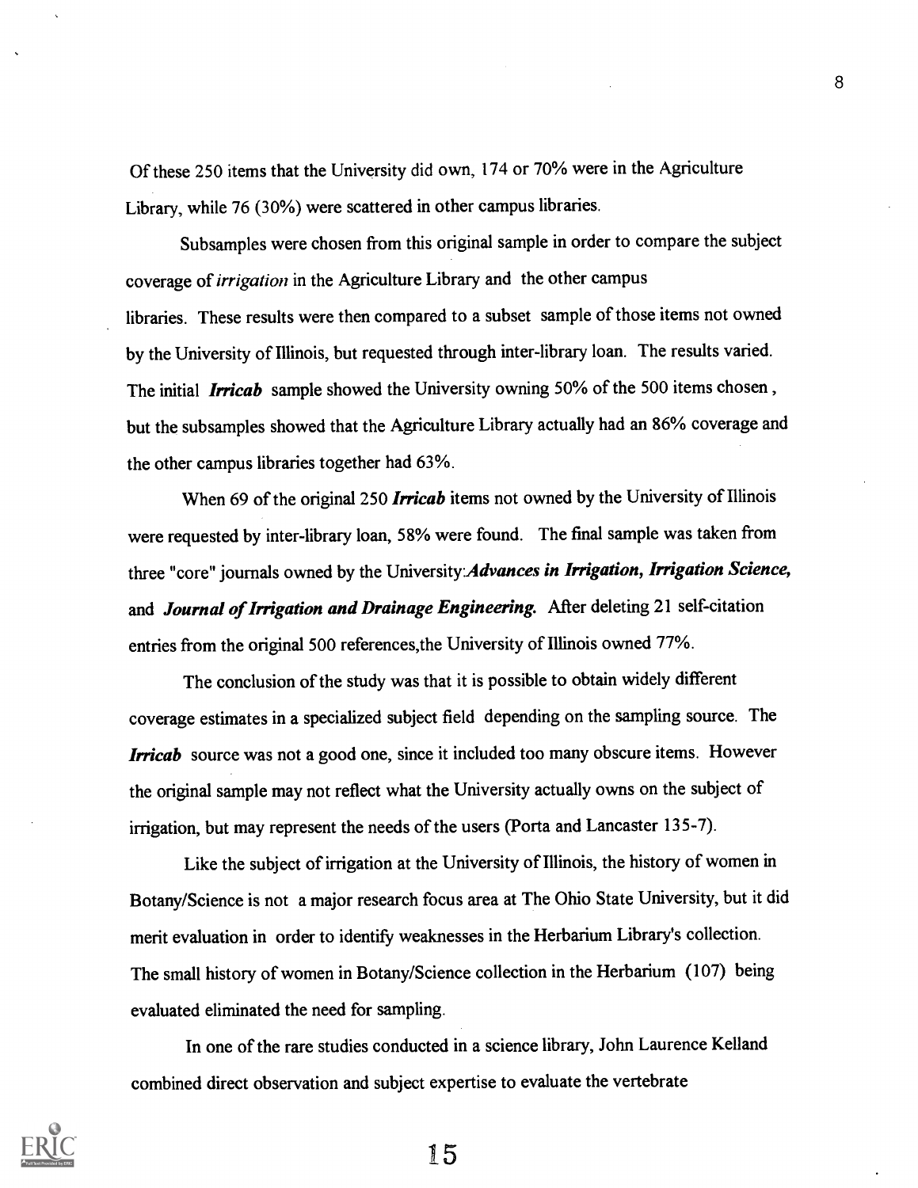Of these 250 items that the University did own, 174 or 70% were in the Agriculture Library, while 76 (30%) were scattered in other campus libraries.

Subsamples were chosen from this original sample in order to compare the subject coverage of *irrigation* in the Agriculture Library and the other campus libraries. These results were then compared to a subset sample of those items not owned by the University of Illinois, but requested through inter-library loan. The results varied. The initial ***Irricab*** sample showed the University owning 50% of the 500 items chosen, but the subsamples showed that the Agriculture Library actually had an 86% coverage and the other campus libraries together had 63%.

When 69 of the original 250 ***Irricab*** items not owned by the University of Illinois were requested by inter-library loan, 58% were found. The final sample was taken from three "core" journals owned by the University:***Advances in Irrigation, Irrigation Science,*** and ***Journal of Irrigation and Drainage Engineering.*** After deleting 21 self-citation entries from the original 500 references,the University of Illinois owned 77%.

The conclusion of the study was that it is possible to obtain widely different coverage estimates in a specialized subject field depending on the sampling source. The ***Irricab*** source was not a good one, since it included too many obscure items. However the original sample may not reflect what the University actually owns on the subject of irrigation, but may represent the needs of the users (Porta and Lancaster 135-7).

Like the subject of irrigation at the University of Illinois, the history of women in Botany/Science is not a major research focus area at The Ohio State University, but it did merit evaluation in order to identify weaknesses in the Herbarium Library's collection. The small history of women in Botany/Science collection in the Herbarium (107) being evaluated eliminated the need for sampling.

In one of the rare studies conducted in a science library, John Laurence Kelland combined direct observation and subject expertise to evaluate the vertebrate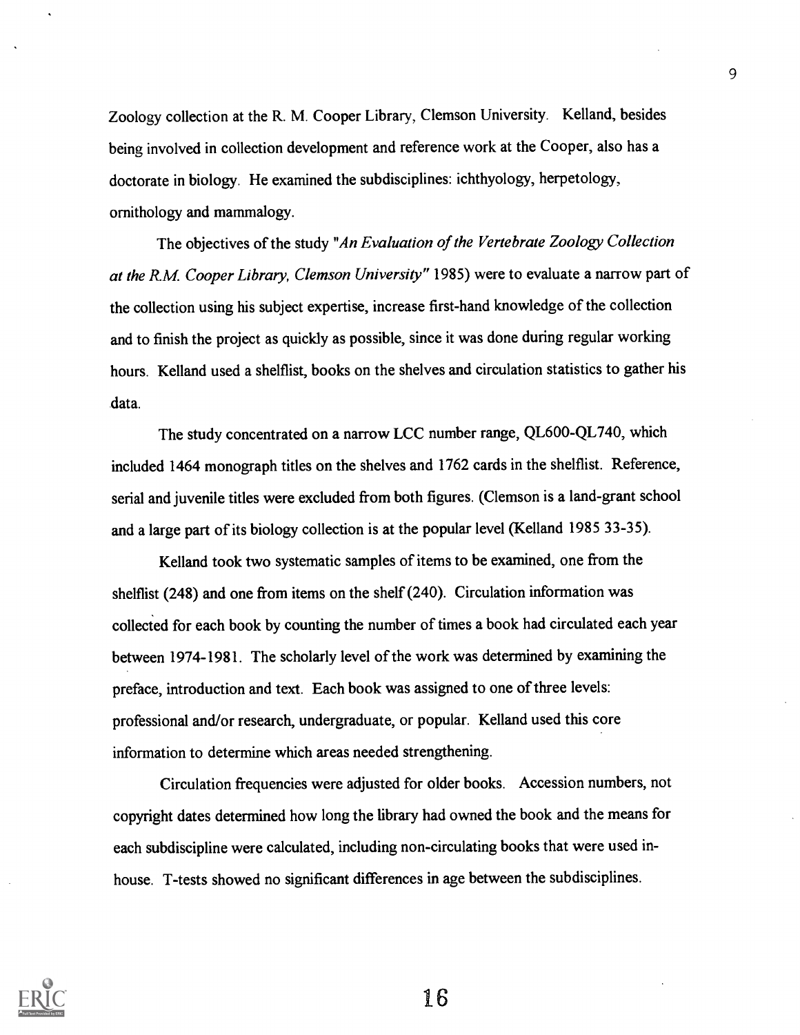Zoology collection at the R. M. Cooper Library, Clemson University. Kelland, besides being involved in collection development and reference work at the Cooper, also has a doctorate in biology. He examined the subdisciplines: ichthyology, herpetology, ornithology and mammalogy.

The objectives of the study "*An Evaluation of the Vertebrate Zoology Collection at the R.M. Cooper Library, Clemson University*" 1985) were to evaluate a narrow part of the collection using his subject expertise, increase first-hand knowledge of the collection and to finish the project as quickly as possible, since it was done during regular working hours. Kelland used a shelflist, books on the shelves and circulation statistics to gather his data.

The study concentrated on a narrow LCC number range, QL600-QL740, which included 1464 monograph titles on the shelves and 1762 cards in the shelflist. Reference, serial and juvenile titles were excluded from both figures. (Clemson is a land-grant school and a large part of its biology collection is at the popular level (Kelland 1985 33-35).

Kelland took two systematic samples of items to be examined, one from the shelflist (248) and one from items on the shelf (240). Circulation information was collected for each book by counting the number of times a book had circulated each year between 1974-1981. The scholarly level of the work was determined by examining the preface, introduction and text. Each book was assigned to one of three levels: professional and/or research, undergraduate, or popular. Kelland used this core information to determine which areas needed strengthening.

Circulation frequencies were adjusted for older books. Accession numbers, not copyright dates determined how long the library had owned the book and the means for each subdiscipline were calculated, including non-circulating books that were used in-house. T-tests showed no significant differences in age between the subdisciplines.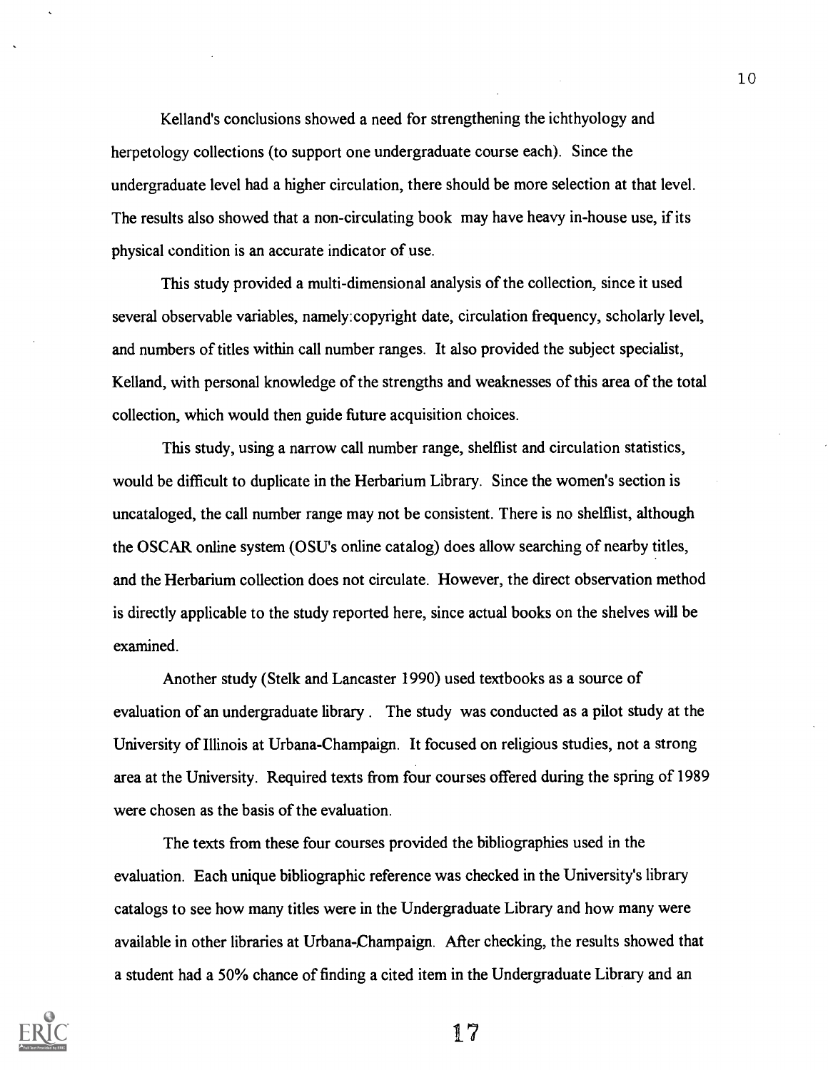Kelland's conclusions showed a need for strengthening the ichthyology and herpetology collections (to support one undergraduate course each). Since the undergraduate level had a higher circulation, there should be more selection at that level. The results also showed that a non-circulating book may have heavy in-house use, if its physical condition is an accurate indicator of use.

This study provided a multi-dimensional analysis of the collection, since it used several observable variables, namely:copyright date, circulation frequency, scholarly level, and numbers of titles within call number ranges. It also provided the subject specialist, Kelland, with personal knowledge of the strengths and weaknesses of this area of the total collection, which would then guide future acquisition choices.

This study, using a narrow call number range, shelflist and circulation statistics, would be difficult to duplicate in the Herbarium Library. Since the women's section is uncataloged, the call number range may not be consistent. There is no shelflist, although the OSCAR online system (OSU's online catalog) does allow searching of nearby titles, and the Herbarium collection does not circulate. However, the direct observation method is directly applicable to the study reported here, since actual books on the shelves will be examined.

Another study (Stelk and Lancaster 1990) used textbooks as a source of evaluation of an undergraduate library . The study was conducted as a pilot study at the University of Illinois at Urbana-Champaign. It focused on religious studies, not a strong area at the University. Required texts from four courses offered during the spring of 1989 were chosen as the basis of the evaluation.

The texts from these four courses provided the bibliographies used in the evaluation. Each unique bibliographic reference was checked in the University's library catalogs to see how many titles were in the Undergraduate Library and how many were available in other libraries at Urbana-Champaign. After checking, the results showed that a student had a 50% chance of finding a cited item in the Undergraduate Library and an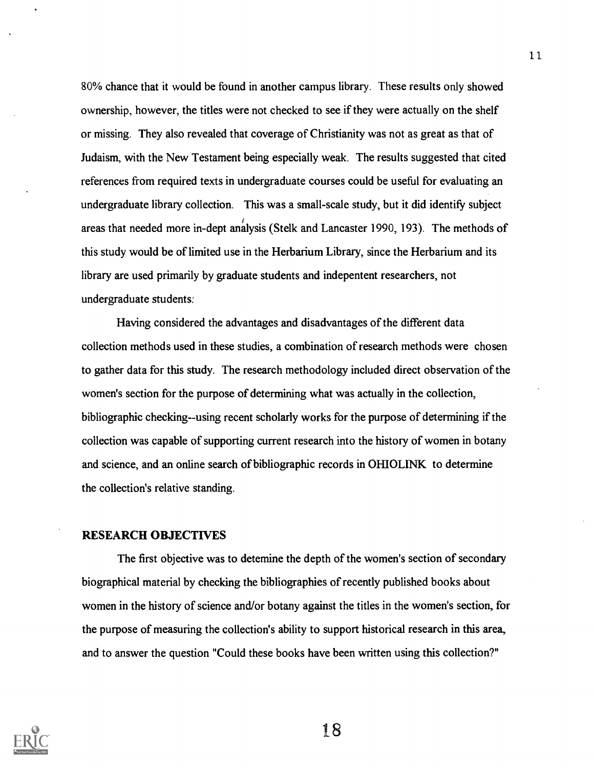80% chance that it would be found in another campus library. These results only showed ownership, however, the titles were not checked to see if they were actually on the shelf or missing. They also revealed that coverage of Christianity was not as great as that of Judaism, with the New Testament being especially weak. The results suggested that cited references from required texts in undergraduate courses could be useful for evaluating an undergraduate library collection. This was a small-scale study, but it did identify subject areas that needed more in-dept analysis (Stelk and Lancaster 1990, 193). The methods of this study would be of limited use in the Herbarium Library, since the Herbarium and its library are used primarily by graduate students and indepentent researchers, not undergraduate students.

Having considered the advantages and disadvantages of the different data collection methods used in these studies, a combination of research methods were chosen to gather data for this study. The research methodology included direct observation of the women's section for the purpose of determining what was actually in the collection, bibliographic checking--using recent scholarly works for the purpose of determining if the collection was capable of supporting current research into the history of women in botany and science, and an online search of bibliographic records in OHIOLINK to determine the collection's relative standing.

## RESEARCH OBJECTIVES

The first objective was to detemine the depth of the women's section of secondary biographical material by checking the bibliographies of recently published books about women in the history of science and/or botany against the titles in the women's section, for the purpose of measuring the collection's ability to support historical research in this area, and to answer the question "Could these books have been written using this collection?"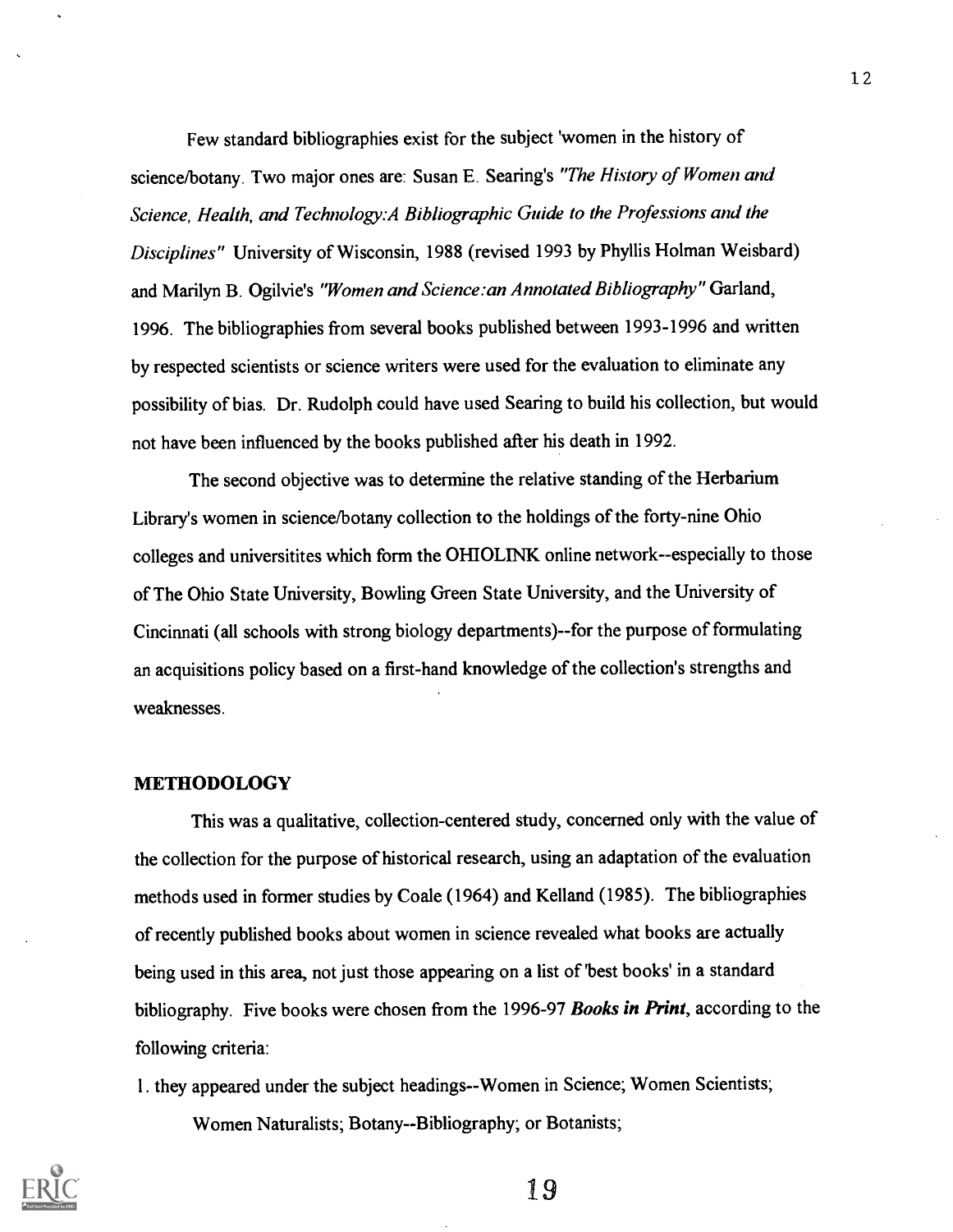Few standard bibliographies exist for the subject 'women in the history of science/botany. Two major ones are: Susan E. Searing's *"The History of Women and Science, Health, and Technology:A Bibliographic Guide to the Professions and the Disciplines"* University of Wisconsin, 1988 (revised 1993 by Phyllis Holman Weisbard) and Marilyn B. Ogilvie's *"Women and Science:an Annotated Bibliography"* Garland, 1996. The bibliographies from several books published between 1993-1996 and written by respected scientists or science writers were used for the evaluation to eliminate any possibility of bias. Dr. Rudolph could have used Searing to build his collection, but would not have been influenced by the books published after his death in 1992.

The second objective was to determine the relative standing of the Herbarium Library's women in science/botany collection to the holdings of the forty-nine Ohio colleges and universitites which form the OHIOLINK online network--especially to those of The Ohio State University, Bowling Green State University, and the University of Cincinnati (all schools with strong biology departments)--for the purpose of formulating an acquisitions policy based on a first-hand knowledge of the collection's strengths and weaknesses.

## METHODOLOGY

This was a qualitative, collection-centered study, concerned only with the value of the collection for the purpose of historical research, using an adaptation of the evaluation methods used in former studies by Coale (1964) and Kelland (1985). The bibliographies of recently published books about women in science revealed what books are actually being used in this area, not just those appearing on a list of 'best books' in a standard bibliography. Five books were chosen from the 1996-97 ***Books in Print***, according to the following criteria:

1. they appeared under the subject headings--Women in Science; Women Scientists; Women Naturalists; Botany--Bibliography; or Botanists;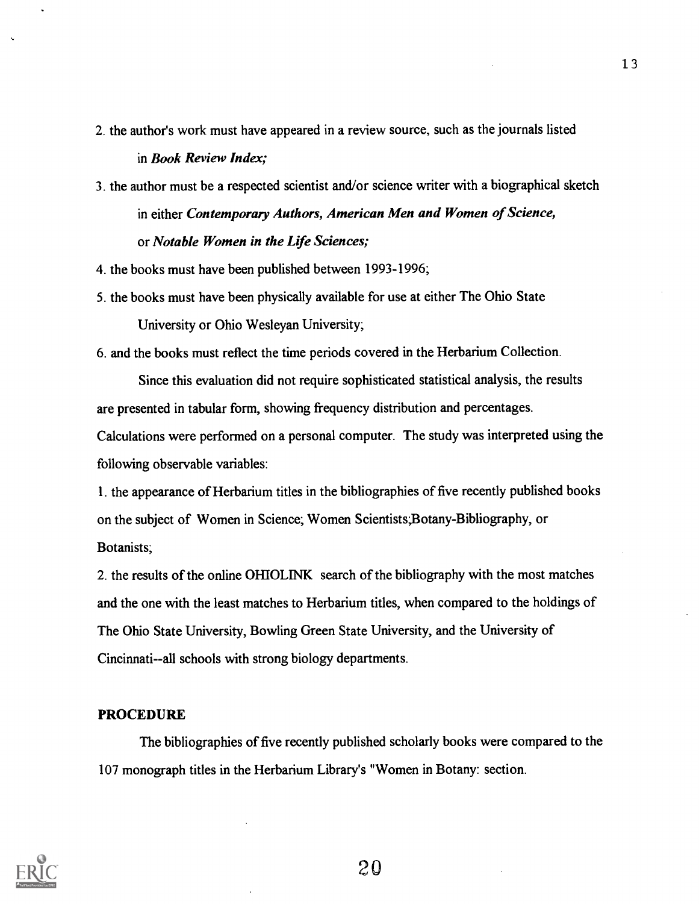2. the author's work must have appeared in a review source, such as the journals listed in ***Book Review Index;***

3. the author must be a respected scientist and/or science writer with a biographical sketch in either ***Contemporary Authors, American Men and Women of Science,*** or ***Notable Women in the Life Sciences;***

4. the books must have been published between 1993-1996;

5. the books must have been physically available for use at either The Ohio State University or Ohio Wesleyan University;

6. and the books must reflect the time periods covered in the Herbarium Collection.

Since this evaluation did not require sophisticated statistical analysis, the results are presented in tabular form, showing frequency distribution and percentages. Calculations were performed on a personal computer. The study was interpreted using the following observable variables:

1. the appearance of Herbarium titles in the bibliographies of five recently published books on the subject of Women in Science; Women Scientists;Botany-Bibliography, or Botanists;

2. the results of the online OHIOLINK search of the bibliography with the most matches and the one with the least matches to Herbarium titles, when compared to the holdings of The Ohio State University, Bowling Green State University, and the University of Cincinnati--all schools with strong biology departments.

**PROCEDURE**

The bibliographies of five recently published scholarly books were compared to the 107 monograph titles in the Herbarium Library's "Women in Botany: section.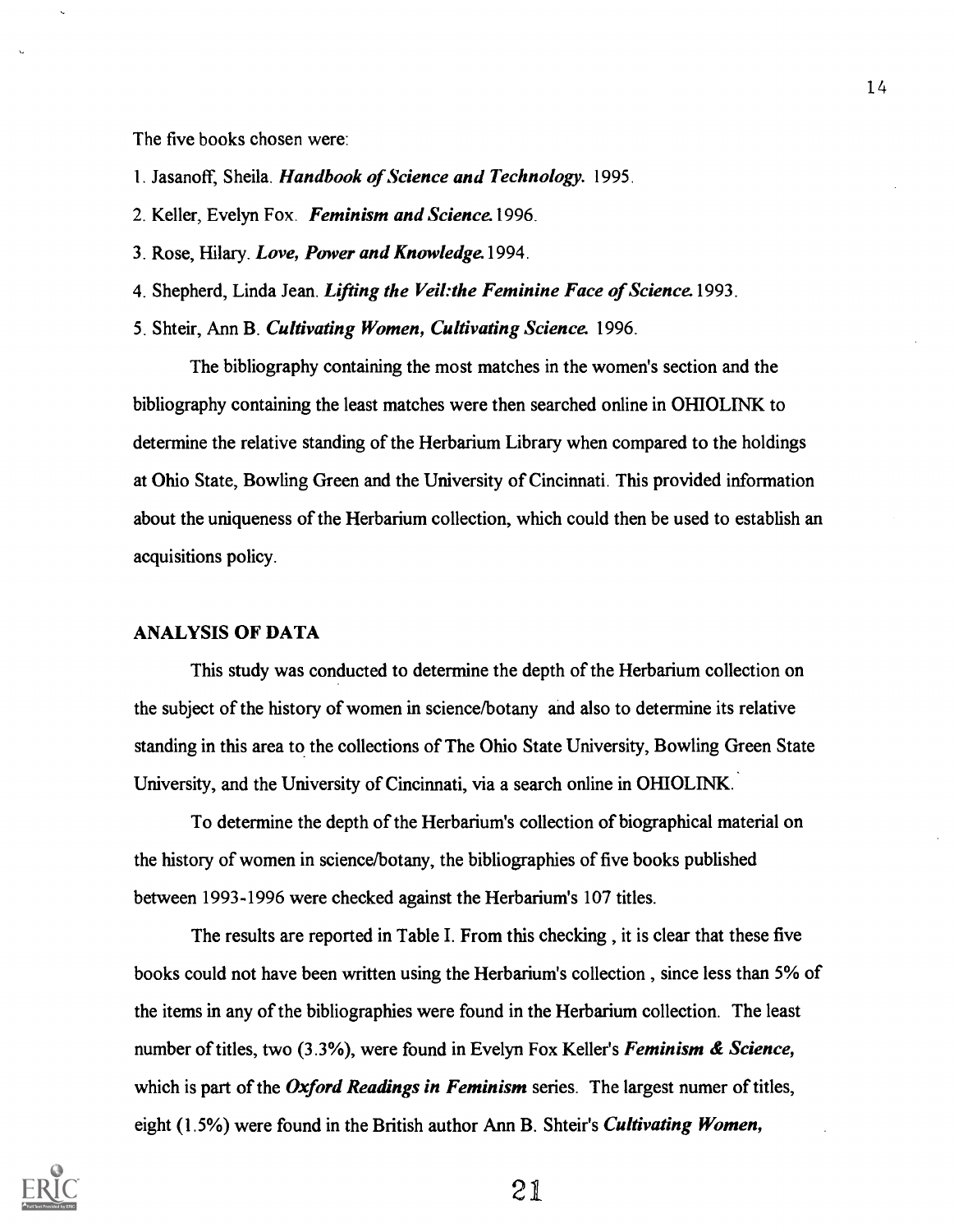The five books chosen were:

1. Jasanoff, Sheila. ***Handbook of Science and Technology.*** 1995.
2. Keller, Evelyn Fox. ***Feminism and Science.*** 1996.
3. Rose, Hilary. ***Love, Power and Knowledge.*** 1994.
4. Shepherd, Linda Jean. ***Lifting the Veil:the Feminine Face of Science.*** 1993.
5. Shteir, Ann B. ***Cultivating Women, Cultivating Science.*** 1996.

The bibliography containing the most matches in the women's section and the bibliography containing the least matches were then searched online in OHIOLINK to determine the relative standing of the Herbarium Library when compared to the holdings at Ohio State, Bowling Green and the University of Cincinnati. This provided information about the uniqueness of the Herbarium collection, which could then be used to establish an acquisitions policy.

## ANALYSIS OF DATA

This study was conducted to determine the depth of the Herbarium collection on the subject of the history of women in science/botany and also to determine its relative standing in this area to the collections of The Ohio State University, Bowling Green State University, and the University of Cincinnati, via a search online in OHIOLINK.

To determine the depth of the Herbarium's collection of biographical material on the history of women in science/botany, the bibliographies of five books published between 1993-1996 were checked against the Herbarium's 107 titles.

The results are reported in Table I. From this checking , it is clear that these five books could not have been written using the Herbarium's collection , since less than 5% of the items in any of the bibliographies were found in the Herbarium collection. The least number of titles, two (3.3%), were found in Evelyn Fox Keller's ***Feminism & Science,*** which is part of the ***Oxford Readings in Feminism*** series. The largest numer of titles, eight (1.5%) were found in the British author Ann B. Shteir's ***Cultivating Women,***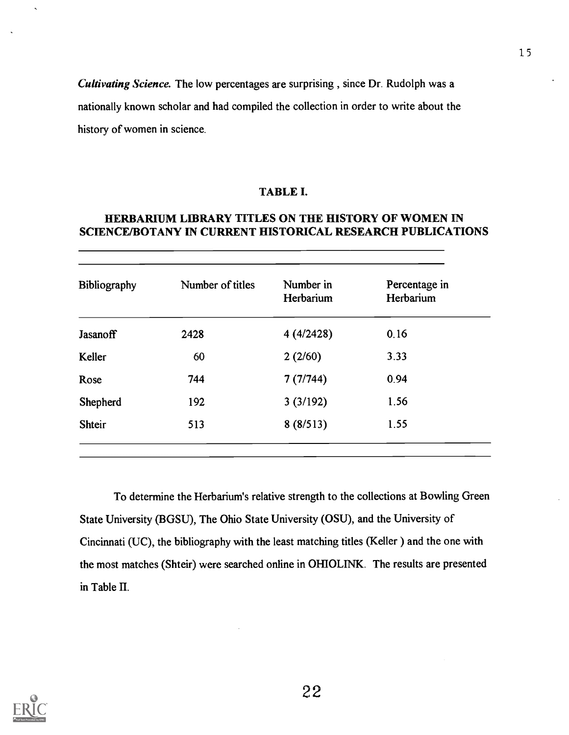*Cultivating Science.* The low percentages are surprising , since Dr. Rudolph was a nationally known scholar and had compiled the collection in order to write about the history of women in science.

**TABLE I.**

**HERBARIUM LIBRARY TITLES ON THE HISTORY OF WOMEN IN SCIENCE/BOTANY IN CURRENT HISTORICAL RESEARCH PUBLICATIONS**

| Bibliography | Number of titles | Number in Herbarium | Percentage in Herbarium |
|---|---|---|---|
| Jasanoff | 2428 | 4 (4/2428) | 0.16 |
| Keller | 60 | 2 (2/60) | 3.33 |
| Rose | 744 | 7 (7/744) | 0.94 |
| Shepherd | 192 | 3 (3/192) | 1.56 |
| Shteir | 513 | 8 (8/513) | 1.55 |

To determine the Herbarium's relative strength to the collections at Bowling Green State University (BGSU), The Ohio State University (OSU), and the University of Cincinnati (UC), the bibliography with the least matching titles (Keller ) and the one with the most matches (Shteir) were searched online in OHIOLINK. The results are presented in Table II.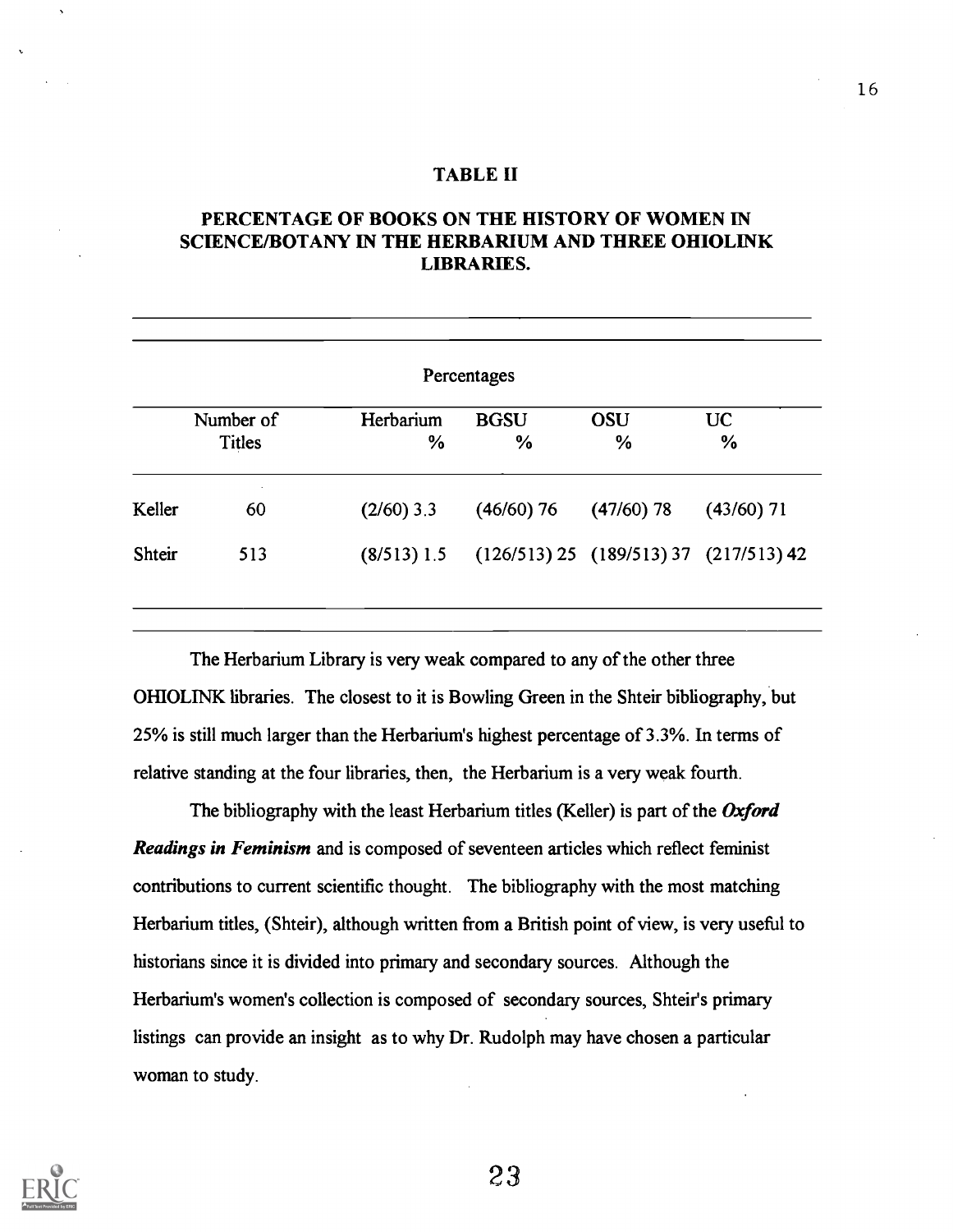## TABLE II

## PERCENTAGE OF BOOKS ON THE HISTORY OF WOMEN IN SCIENCE/BOTANY IN THE HERBARIUM AND THREE OHIOLINK LIBRARIES.

| | | Percentages | | | |
|---|---|---|---|---|---|
| | Number of Titles | Herbarium % | BGSU % | OSU % | UC % |
| Keller | 60 | (2/60) 3.3 | (46/60) 76 | (47/60) 78 | (43/60) 71 |
| Shteir | 513 | (8/513) 1.5 | (126/513) 25 | (189/513) 37 | (217/513) 42 |

The Herbarium Library is very weak compared to any of the other three OHIOLINK libraries. The closest to it is Bowling Green in the Shteir bibliography, but 25% is still much larger than the Herbarium's highest percentage of 3.3%. In terms of relative standing at the four libraries, then, the Herbarium is a very weak fourth.

The bibliography with the least Herbarium titles (Keller) is part of the ***Oxford Readings in Feminism*** and is composed of seventeen articles which reflect feminist contributions to current scientific thought. The bibliography with the most matching Herbarium titles, (Shteir), although written from a British point of view, is very useful to historians since it is divided into primary and secondary sources. Although the Herbarium's women's collection is composed of secondary sources, Shteir's primary listings can provide an insight as to why Dr. Rudolph may have chosen a particular woman to study.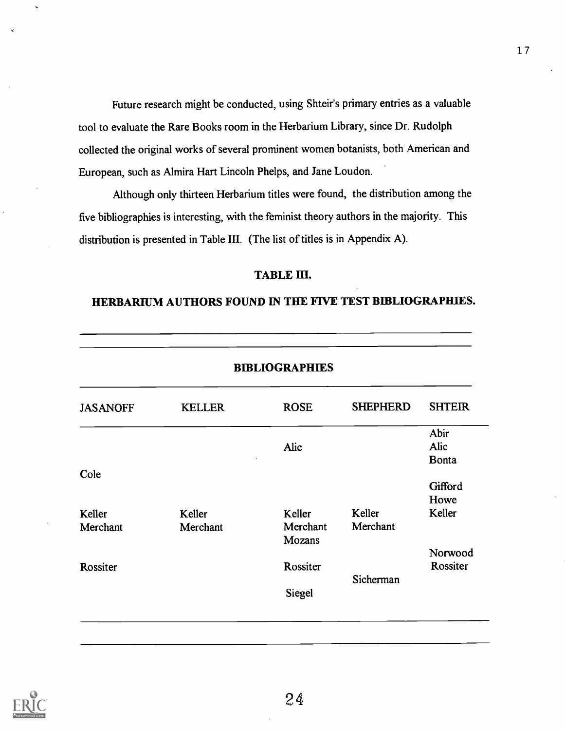Future research might be conducted, using Shteir's primary entries as a valuable tool to evaluate the Rare Books room in the Herbarium Library, since Dr. Rudolph collected the original works of several prominent women botanists, both American and European, such as Almira Hart Lincoln Phelps, and Jane Loudon.

Although only thirteen Herbarium titles were found, the distribution among the five bibliographies is interesting, with the feminist theory authors in the majority. This distribution is presented in Table III. (The list of titles is in Appendix A).

**TABLE III.**

**HERBARIUM AUTHORS FOUND IN THE FIVE TEST BIBLIOGRAPHIES.**

| **BIBLIOGRAPHIES** | | | | |
|---|---|---|---|---|
| JASANOFF | KELLER | ROSE | SHEPHERD | SHTEIR |
| | | | | Abir |
| | | Alic | | Alic |
| | | | | Bonta |
| Cole | | | | |
| | | | | Gifford |
| | | | | Howe |
| Keller | Keller | Keller | Keller | Keller |
| Merchant | Merchant | Merchant | Merchant | |
| | | Mozans | | |
| | | | | Norwood |
| Rossiter | | Rossiter | | Rossiter |
| | | | Sicherman | |
| | | Siegel | | |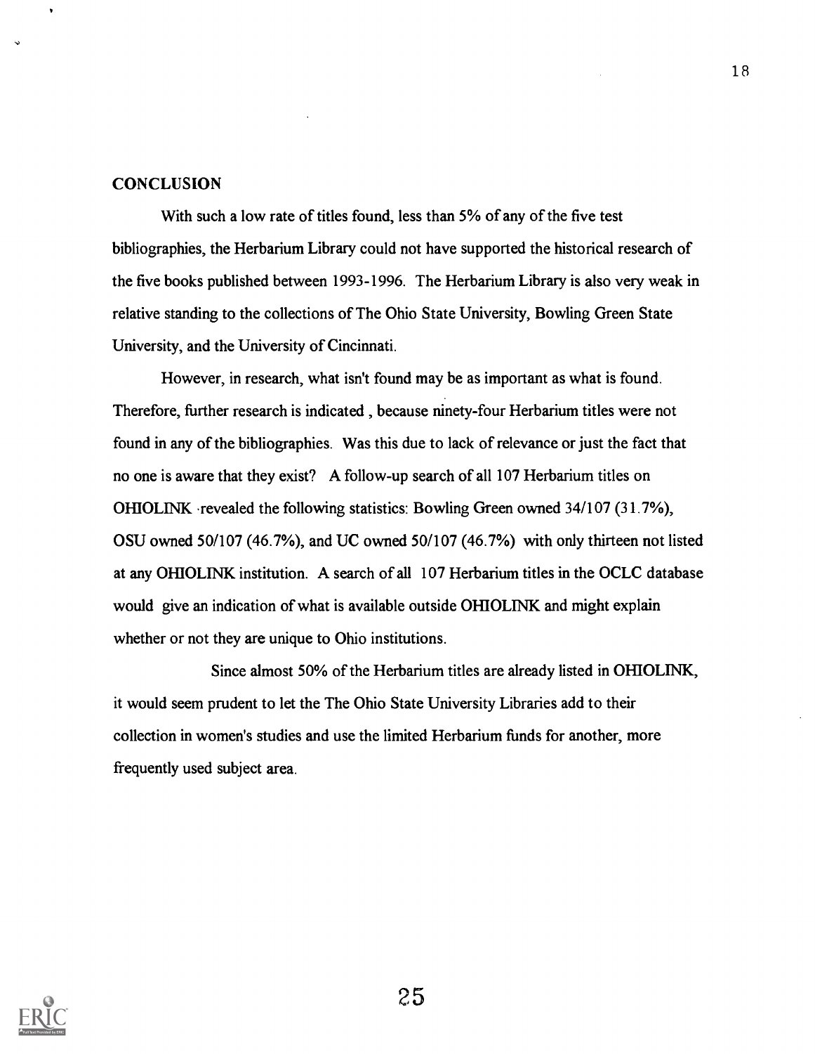## CONCLUSION

With such a low rate of titles found, less than 5% of any of the five test bibliographies, the Herbarium Library could not have supported the historical research of the five books published between 1993-1996. The Herbarium Library is also very weak in relative standing to the collections of The Ohio State University, Bowling Green State University, and the University of Cincinnati.

However, in research, what isn't found may be as important as what is found. Therefore, further research is indicated , because ninety-four Herbarium titles were not found in any of the bibliographies. Was this due to lack of relevance or just the fact that no one is aware that they exist? A follow-up search of all 107 Herbarium titles on OHIOLINK revealed the following statistics: Bowling Green owned 34/107 (31.7%), OSU owned 50/107 (46.7%), and UC owned 50/107 (46.7%) with only thirteen not listed at any OHIOLINK institution. A search of all 107 Herbarium titles in the OCLC database would give an indication of what is available outside OHIOLINK and might explain whether or not they are unique to Ohio institutions.

Since almost 50% of the Herbarium titles are already listed in OHIOLINK, it would seem prudent to let the The Ohio State University Libraries add to their collection in women's studies and use the limited Herbarium funds for another, more frequently used subject area.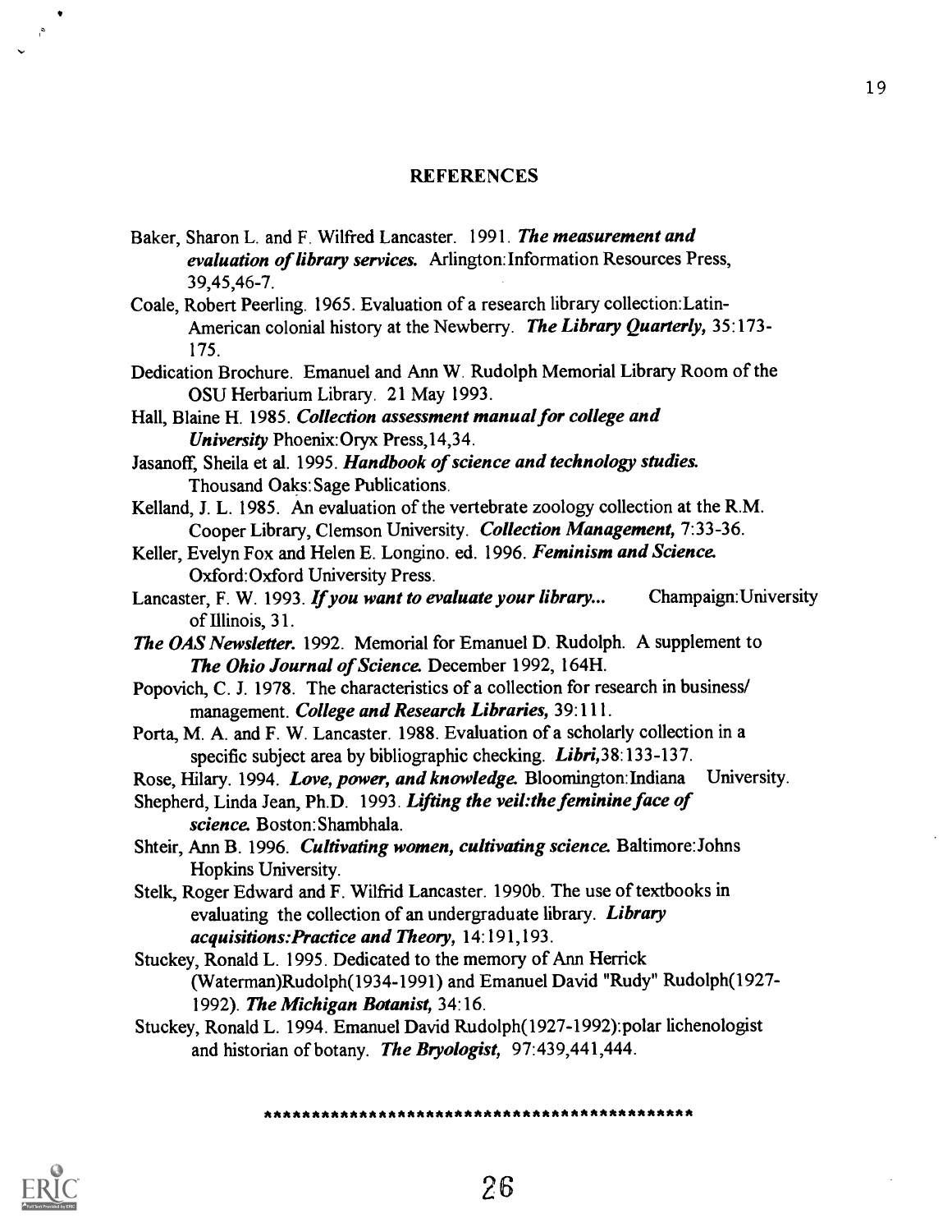## REFERENCES

Baker, Sharon L. and F. Wilfred Lancaster. 1991. ***The measurement and evaluation of library services.*** Arlington:Information Resources Press, 39,45,46-7.

Coale, Robert Peerling. 1965. Evaluation of a research library collection:Latin-American colonial history at the Newberry. ***The Library Quarterly,*** 35:173-175.

Dedication Brochure. Emanuel and Ann W. Rudolph Memorial Library Room of the OSU Herbarium Library. 21 May 1993.

Hall, Blaine H. 1985. ***Collection assessment manual for college and University*** Phoenix:Oryx Press,14,34.

Jasanoff, Sheila et al. 1995. ***Handbook of science and technology studies.*** Thousand Oaks:Sage Publications.

Kelland, J. L. 1985. An evaluation of the vertebrate zoology collection at the R.M. Cooper Library, Clemson University. ***Collection Management,*** 7:33-36.

Keller, Evelyn Fox and Helen E. Longino. ed. 1996. ***Feminism and Science.*** Oxford:Oxford University Press.

Lancaster, F. W. 1993. ***If you want to evaluate your library...*** Champaign:University of Illinois, 31.

***The OAS Newsletter.*** 1992. Memorial for Emanuel D. Rudolph. A supplement to ***The Ohio Journal of Science.*** December 1992, 164H.

Popovich, C. J. 1978. The characteristics of a collection for research in business/ management. ***College and Research Libraries,*** 39:111.

Porta, M. A. and F. W. Lancaster. 1988. Evaluation of a scholarly collection in a specific subject area by bibliographic checking. ***Libri,***38:133-137.

Rose, Hilary. 1994. ***Love, power, and knowledge.*** Bloomington:Indiana University.

Shepherd, Linda Jean, Ph.D. 1993. ***Lifting the veil:the feminine face of science.*** Boston:Shambhala.

Shteir, Ann B. 1996. ***Cultivating women, cultivating science.*** Baltimore:Johns Hopkins University.

Stelk, Roger Edward and F. Wilfrid Lancaster. 1990b. The use of textbooks in evaluating the collection of an undergraduate library. ***Library acquisitions:Practice and Theory,*** 14:191,193.

Stuckey, Ronald L. 1995. Dedicated to the memory of Ann Herrick (Waterman)Rudolph(1934-1991) and Emanuel David "Rudy" Rudolph(1927-1992). ***The Michigan Botanist,*** 34:16.

Stuckey, Ronald L. 1994. Emanuel David Rudolph(1927-1992):polar lichenologist and historian of botany. ***The Bryologist,*** 97:439,441,444.

\*\*\*\*\*\*\*\*\*\*\*\*\*\*\*\*\*\*\*\*\*\*\*\*\*\*\*\*\*\*\*\*\*\*\*\*\*\*\*\*\*\*\*\*\*\*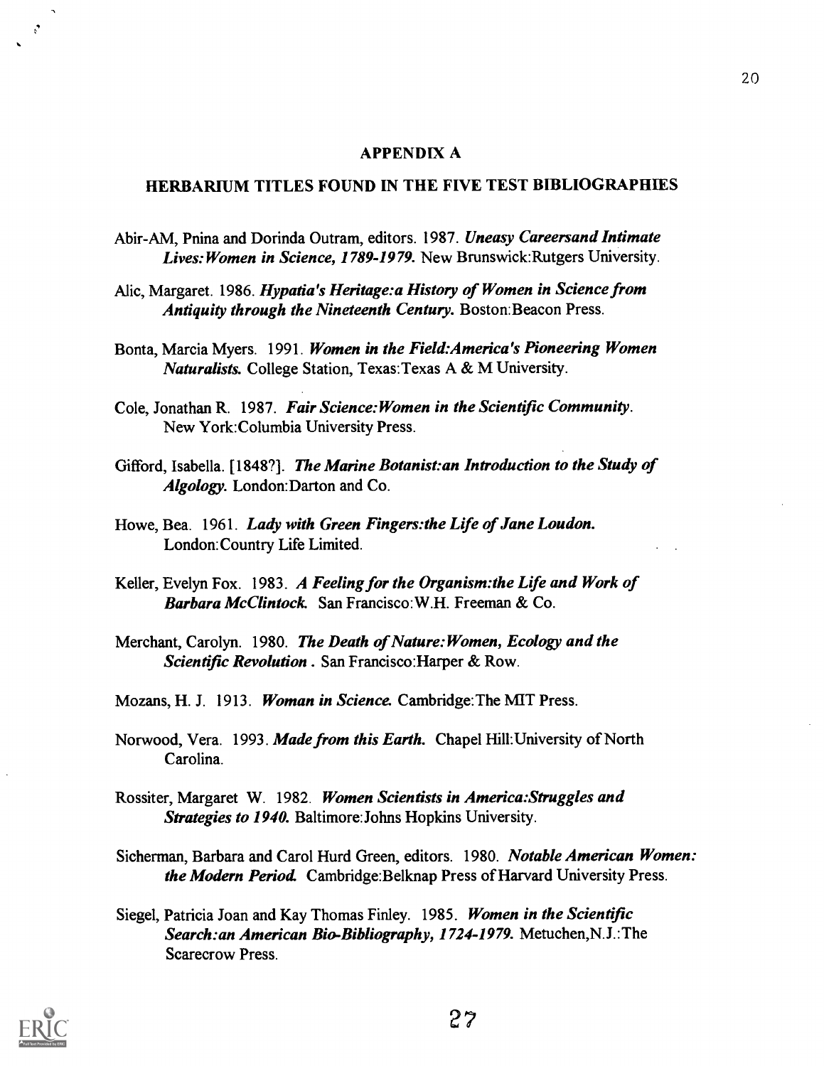# APPENDIX A

## HERBARIUM TITLES FOUND IN THE FIVE TEST BIBLIOGRAPHIES

Abir-AM, Pnina and Dorinda Outram, editors. 1987. ***Uneasy Careersand Intimate Lives: Women in Science, 1789-1979.*** New Brunswick:Rutgers University.

Alic, Margaret. 1986. ***Hypatia's Heritage:a History of Women in Science from Antiquity through the Nineteenth Century.*** Boston:Beacon Press.

Bonta, Marcia Myers. 1991. ***Women in the Field:America's Pioneering Women Naturalists.*** College Station, Texas:Texas A & M University.

Cole, Jonathan R. 1987. ***Fair Science:Women in the Scientific Community.*** New York:Columbia University Press.

Gifford, Isabella. [1848?]. ***The Marine Botanist:an Introduction to the Study of Algology.*** London:Darton and Co.

Howe, Bea. 1961. ***Lady with Green Fingers:the Life of Jane Loudon.*** London:Country Life Limited.

Keller, Evelyn Fox. 1983. ***A Feeling for the Organism:the Life and Work of Barbara McClintock.*** San Francisco:W.H. Freeman & Co.

Merchant, Carolyn. 1980. ***The Death of Nature:Women, Ecology and the Scientific Revolution .*** San Francisco:Harper & Row.

Mozans, H. J. 1913. ***Woman in Science.*** Cambridge:The MIT Press.

Norwood, Vera. 1993. ***Made from this Earth.*** Chapel Hill:University of North Carolina.

Rossiter, Margaret W. 1982. ***Women Scientists in America:Struggles and Strategies to 1940.*** Baltimore:Johns Hopkins University.

Sicherman, Barbara and Carol Hurd Green, editors. 1980. ***Notable American Women: the Modern Period.*** Cambridge:Belknap Press of Harvard University Press.

Siegel, Patricia Joan and Kay Thomas Finley. 1985. ***Women in the Scientific Search:an American Bio-Bibliography, 1724-1979.*** Metuchen,N.J.:The Scarecrow Press.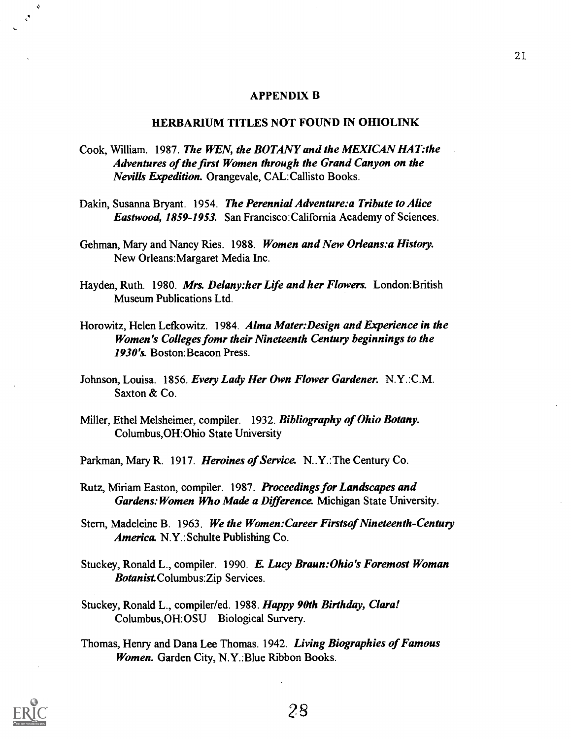## APPENDIX B

### HERBARIUM TITLES NOT FOUND IN OHIOLINK

Cook, William. 1987. ***The WEN, the BOTANY and the MEXICAN HAT:the Adventures of the first Women through the Grand Canyon on the Nevills Expedition.*** Orangevale, CAL:Callisto Books.

Dakin, Susanna Bryant. 1954. ***The Perennial Adventure:a Tribute to Alice Eastwood, 1859-1953.*** San Francisco:California Academy of Sciences.

Gehman, Mary and Nancy Ries. 1988. ***Women and New Orleans:a History.*** New Orleans:Margaret Media Inc.

Hayden, Ruth. 1980. ***Mrs. Delany:her Life and her Flowers.*** London:British Museum Publications Ltd.

Horowitz, Helen Lefkowitz. 1984. ***Alma Mater:Design and Experience in the Women's Colleges fomr their Nineteenth Century beginnings to the 1930's.*** Boston:Beacon Press.

Johnson, Louisa. 1856. ***Every Lady Her Own Flower Gardener.*** N.Y.:C.M. Saxton & Co.

Miller, Ethel Melsheimer, compiler. 1932. ***Bibliography of Ohio Botany.*** Columbus,OH:Ohio State University

Parkman, Mary R. 1917. ***Heroines of Service.*** N..Y.:The Century Co.

Rutz, Miriam Easton, compiler. 1987. ***Proceedings for Landscapes and Gardens:Women Who Made a Difference.*** Michigan State University.

Stern, Madeleine B. 1963. ***We the Women:Career Firstsof Nineteenth-Century America.*** N.Y.:Schulte Publishing Co.

Stuckey, Ronald L., compiler. 1990. ***E. Lucy Braun:Ohio's Foremost Woman Botanist.*** Columbus:Zip Services.

Stuckey, Ronald L., compiler/ed. 1988. ***Happy 90th Birthday, Clara!*** Columbus,OH:OSU Biological Survery.

Thomas, Henry and Dana Lee Thomas. 1942. ***Living Biographies of Famous Women.*** Garden City, N.Y.:Blue Ribbon Books.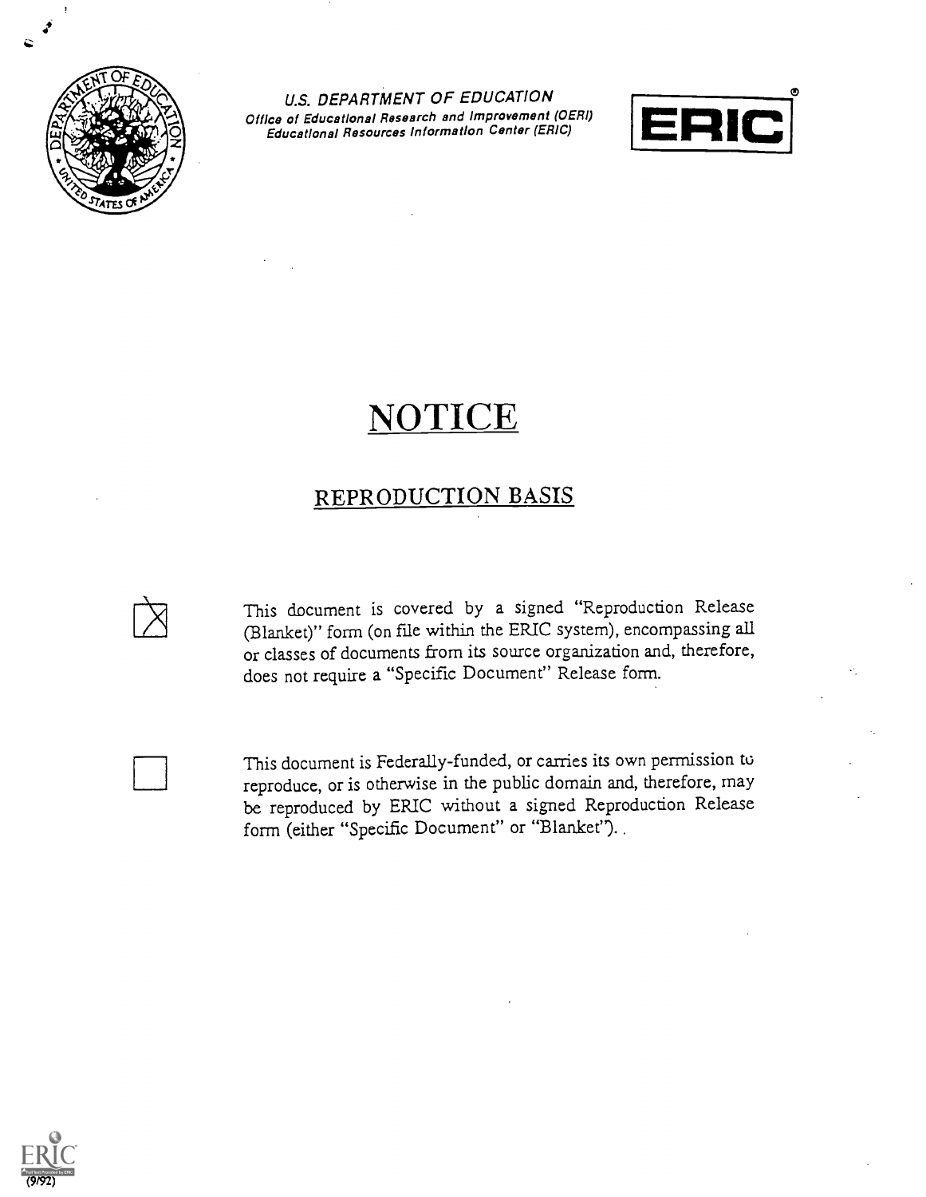U.S. DEPARTMENT OF EDUCATION
*Office of Educational Research and Improvement (OERI)*
*Educational Resources Information Center (ERIC)*

ERIC

# NOTICE

## REPRODUCTION BASIS

- [x] This document is covered by a signed "Reproduction Release (Blanket)" form (on file within the ERIC system), encompassing all or classes of documents from its source organization and, therefore, does not require a "Specific Document" Release form.

- [ ] This document is Federally-funded, or carries its own permission to reproduce, or is otherwise in the public domain and, therefore, may be reproduced by ERIC without a signed Reproduction Release form (either "Specific Document" or "Blanket").

(9/92)